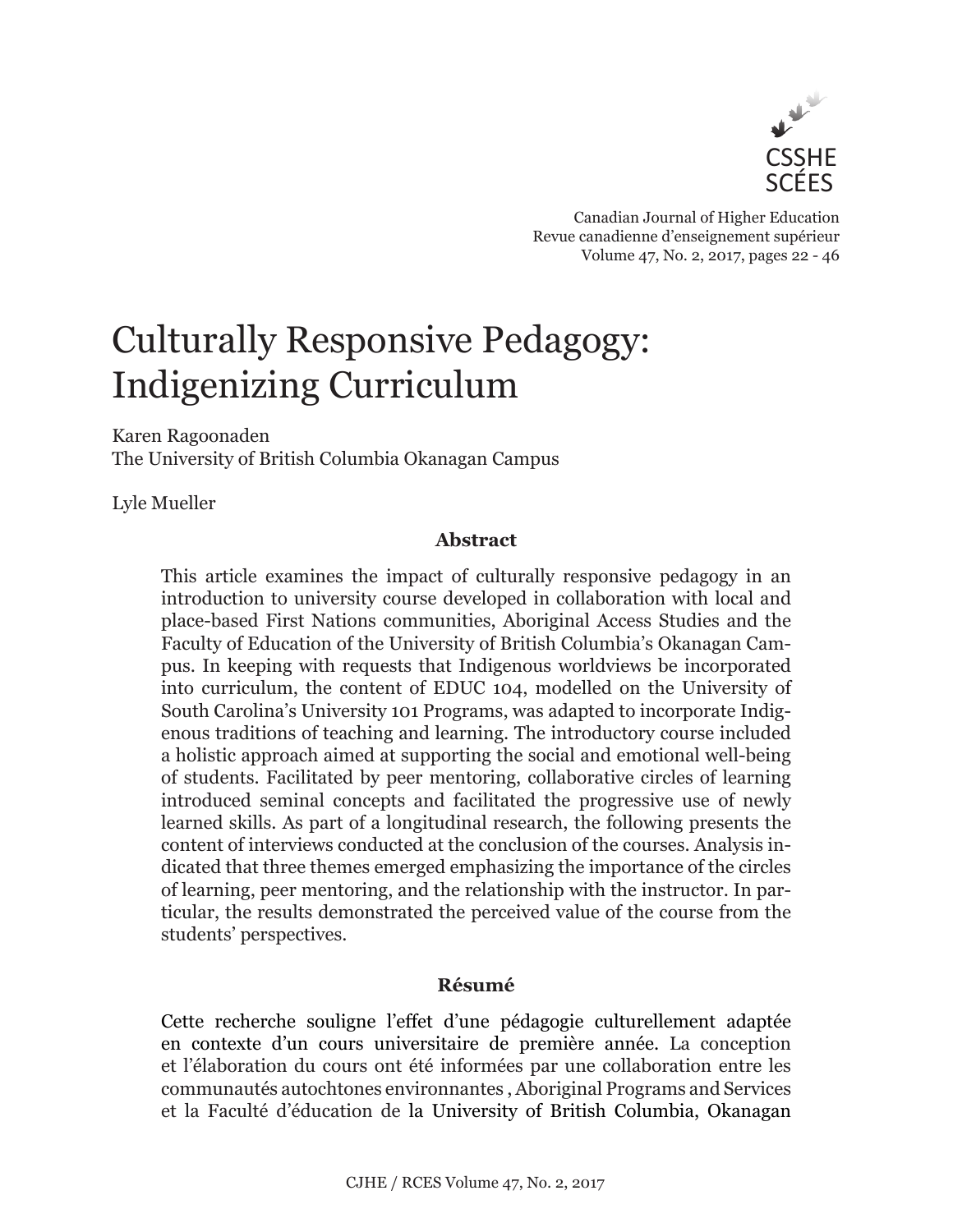# Culturally Responsive Pedagogy: Indigenizing Curriculum

Karen Ragoonaden
The University of British Columbia Okanagan Campus

Lyle Mueller

### Abstract

This article examines the impact of culturally responsive pedagogy in an introduction to university course developed in collaboration with local and place-based First Nations communities, Aboriginal Access Studies and the Faculty of Education of the University of British Columbia's Okanagan Campus. In keeping with requests that Indigenous worldviews be incorporated into curriculum, the content of EDUC 104, modelled on the University of South Carolina's University 101 Programs, was adapted to incorporate Indigenous traditions of teaching and learning. The introductory course included a holistic approach aimed at supporting the social and emotional well-being of students. Facilitated by peer mentoring, collaborative circles of learning introduced seminal concepts and facilitated the progressive use of newly learned skills. As part of a longitudinal research, the following presents the content of interviews conducted at the conclusion of the courses. Analysis indicated that three themes emerged emphasizing the importance of the circles of learning, peer mentoring, and the relationship with the instructor. In particular, the results demonstrated the perceived value of the course from the students' perspectives.

### Résumé

Cette recherche souligne l'effet d'une pédagogie culturellement adaptée en contexte d'un cours universitaire de première année. La conception et l'élaboration du cours ont été informées par une collaboration entre les communautés autochtones environnantes , Aboriginal Programs and Services et la Faculté d'éducation de la University of British Columbia, Okanagan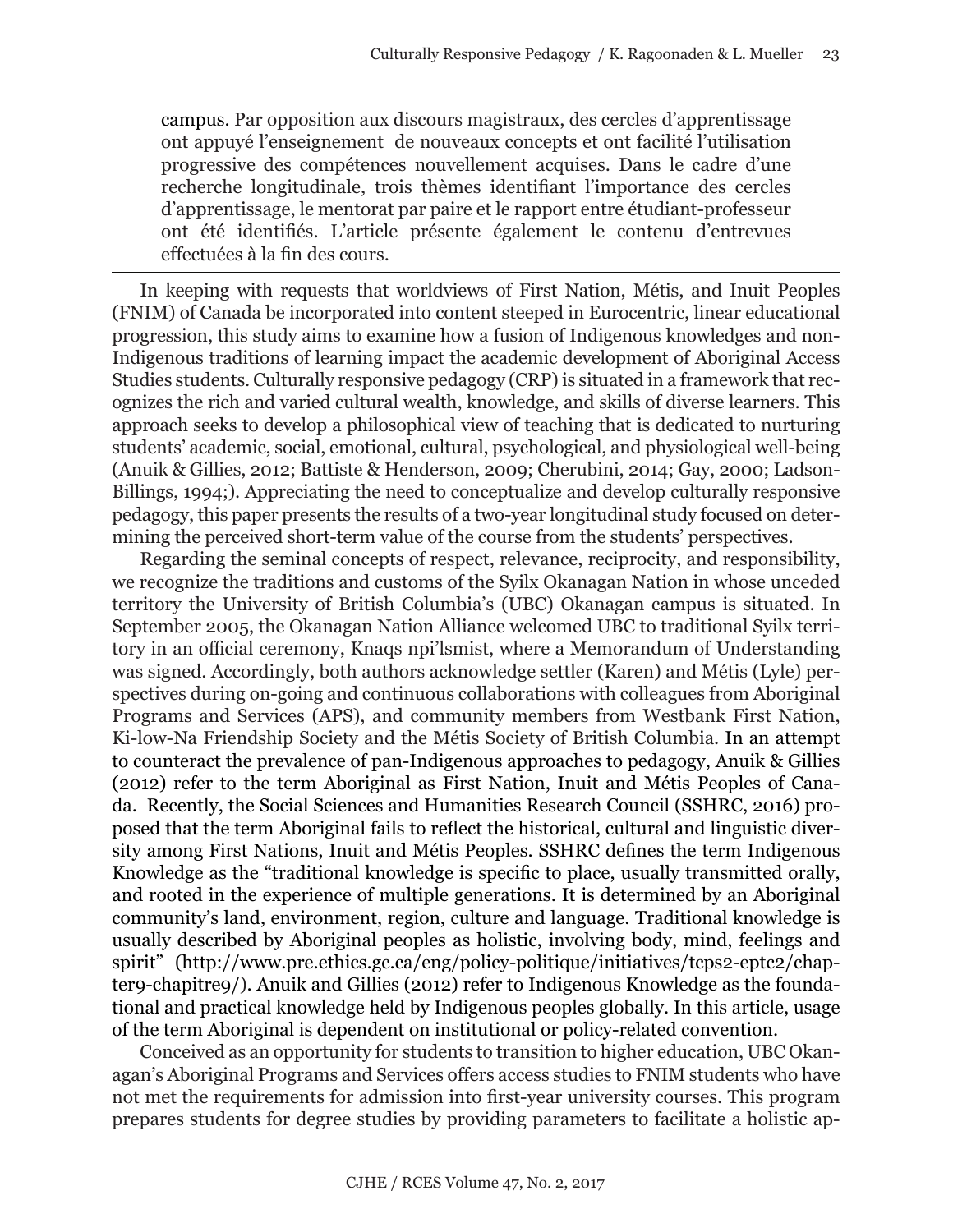campus. Par opposition aux discours magistraux, des cercles d'apprentissage ont appuyé l'enseignement de nouveaux concepts et ont facilité l'utilisation progressive des compétences nouvellement acquises. Dans le cadre d'une recherche longitudinale, trois thèmes identifiant l'importance des cercles d'apprentissage, le mentorat par paire et le rapport entre étudiant-professeur ont été identifiés. L'article présente également le contenu d'entrevues effectuées à la fin des cours.

---

In keeping with requests that worldviews of First Nation, Métis, and Inuit Peoples (FNIM) of Canada be incorporated into content steeped in Eurocentric, linear educational progression, this study aims to examine how a fusion of Indigenous knowledges and non-Indigenous traditions of learning impact the academic development of Aboriginal Access Studies students. Culturally responsive pedagogy (CRP) is situated in a framework that recognizes the rich and varied cultural wealth, knowledge, and skills of diverse learners. This approach seeks to develop a philosophical view of teaching that is dedicated to nurturing students' academic, social, emotional, cultural, psychological, and physiological well-being (Anuik & Gillies, 2012; Battiste & Henderson, 2009; Cherubini, 2014; Gay, 2000; Ladson-Billings, 1994;). Appreciating the need to conceptualize and develop culturally responsive pedagogy, this paper presents the results of a two-year longitudinal study focused on determining the perceived short-term value of the course from the students' perspectives.

Regarding the seminal concepts of respect, relevance, reciprocity, and responsibility, we recognize the traditions and customs of the Syilx Okanagan Nation in whose unceded territory the University of British Columbia's (UBC) Okanagan campus is situated. In September 2005, the Okanagan Nation Alliance welcomed UBC to traditional Syilx territory in an official ceremony, Knaqs npi'lsmist, where a Memorandum of Understanding was signed. Accordingly, both authors acknowledge settler (Karen) and Métis (Lyle) perspectives during on-going and continuous collaborations with colleagues from Aboriginal Programs and Services (APS), and community members from Westbank First Nation, Ki-low-Na Friendship Society and the Métis Society of British Columbia. In an attempt to counteract the prevalence of pan-Indigenous approaches to pedagogy, Anuik & Gillies (2012) refer to the term Aboriginal as First Nation, Inuit and Métis Peoples of Canada. Recently, the Social Sciences and Humanities Research Council (SSHRC, 2016) proposed that the term Aboriginal fails to reflect the historical, cultural and linguistic diversity among First Nations, Inuit and Métis Peoples. SSHRC defines the term Indigenous Knowledge as the "traditional knowledge is specific to place, usually transmitted orally, and rooted in the experience of multiple generations. It is determined by an Aboriginal community's land, environment, region, culture and language. Traditional knowledge is usually described by Aboriginal peoples as holistic, involving body, mind, feelings and spirit" (http://www.pre.ethics.gc.ca/eng/policy-politique/initiatives/tcps2-eptc2/chapter9-chapitre9/). Anuik and Gillies (2012) refer to Indigenous Knowledge as the foundational and practical knowledge held by Indigenous peoples globally. In this article, usage of the term Aboriginal is dependent on institutional or policy-related convention.

Conceived as an opportunity for students to transition to higher education, UBC Okanagan's Aboriginal Programs and Services offers access studies to FNIM students who have not met the requirements for admission into first-year university courses. This program prepares students for degree studies by providing parameters to facilitate a holistic ap-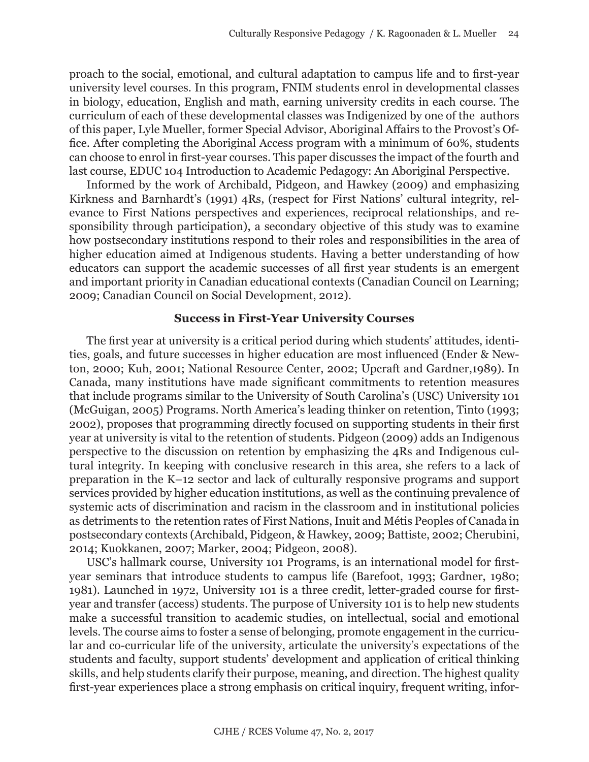proach to the social, emotional, and cultural adaptation to campus life and to first-year university level courses. In this program, FNIM students enrol in developmental classes in biology, education, English and math, earning university credits in each course. The curriculum of each of these developmental classes was Indigenized by one of the authors of this paper, Lyle Mueller, former Special Advisor, Aboriginal Affairs to the Provost's Office. After completing the Aboriginal Access program with a minimum of 60%, students can choose to enrol in first-year courses. This paper discusses the impact of the fourth and last course, EDUC 104 Introduction to Academic Pedagogy: An Aboriginal Perspective.

Informed by the work of Archibald, Pidgeon, and Hawkey (2009) and emphasizing Kirkness and Barnhardt's (1991) 4Rs, (respect for First Nations' cultural integrity, relevance to First Nations perspectives and experiences, reciprocal relationships, and responsibility through participation), a secondary objective of this study was to examine how postsecondary institutions respond to their roles and responsibilities in the area of higher education aimed at Indigenous students. Having a better understanding of how educators can support the academic successes of all first year students is an emergent and important priority in Canadian educational contexts (Canadian Council on Learning; 2009; Canadian Council on Social Development, 2012).

## Success in First-Year University Courses

The first year at university is a critical period during which students' attitudes, identities, goals, and future successes in higher education are most influenced (Ender & Newton, 2000; Kuh, 2001; National Resource Center, 2002; Upcraft and Gardner,1989). In Canada, many institutions have made significant commitments to retention measures that include programs similar to the University of South Carolina's (USC) University 101 (McGuigan, 2005) Programs. North America's leading thinker on retention, Tinto (1993; 2002), proposes that programming directly focused on supporting students in their first year at university is vital to the retention of students. Pidgeon (2009) adds an Indigenous perspective to the discussion on retention by emphasizing the 4Rs and Indigenous cultural integrity. In keeping with conclusive research in this area, she refers to a lack of preparation in the K–12 sector and lack of culturally responsive programs and support services provided by higher education institutions, as well as the continuing prevalence of systemic acts of discrimination and racism in the classroom and in institutional policies as detriments to the retention rates of First Nations, Inuit and Métis Peoples of Canada in postsecondary contexts (Archibald, Pidgeon, & Hawkey, 2009; Battiste, 2002; Cherubini, 2014; Kuokkanen, 2007; Marker, 2004; Pidgeon, 2008).

USC's hallmark course, University 101 Programs, is an international model for first-year seminars that introduce students to campus life (Barefoot, 1993; Gardner, 1980; 1981). Launched in 1972, University 101 is a three credit, letter-graded course for first-year and transfer (access) students. The purpose of University 101 is to help new students make a successful transition to academic studies, on intellectual, social and emotional levels. The course aims to foster a sense of belonging, promote engagement in the curricular and co-curricular life of the university, articulate the university's expectations of the students and faculty, support students' development and application of critical thinking skills, and help students clarify their purpose, meaning, and direction. The highest quality first-year experiences place a strong emphasis on critical inquiry, frequent writing, infor-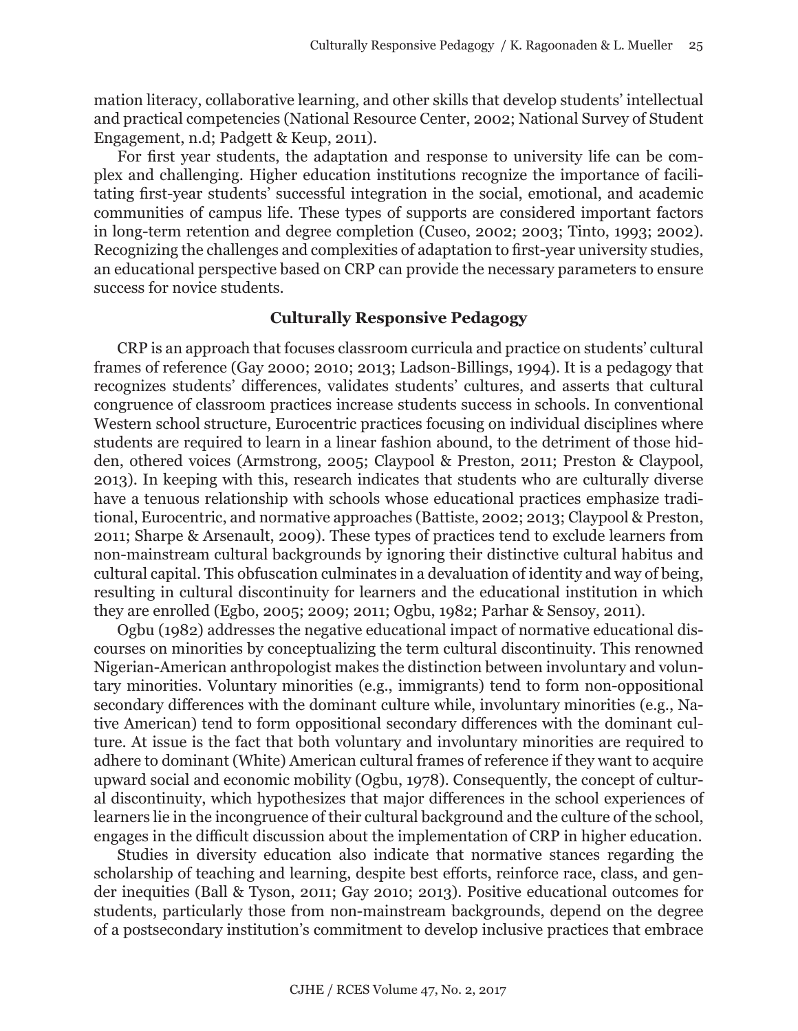mation literacy, collaborative learning, and other skills that develop students' intellectual and practical competencies (National Resource Center, 2002; National Survey of Student Engagement, n.d; Padgett & Keup, 2011).

For first year students, the adaptation and response to university life can be complex and challenging. Higher education institutions recognize the importance of facilitating first-year students' successful integration in the social, emotional, and academic communities of campus life. These types of supports are considered important factors in long-term retention and degree completion (Cuseo, 2002; 2003; Tinto, 1993; 2002). Recognizing the challenges and complexities of adaptation to first-year university studies, an educational perspective based on CRP can provide the necessary parameters to ensure success for novice students.

## Culturally Responsive Pedagogy

CRP is an approach that focuses classroom curricula and practice on students' cultural frames of reference (Gay 2000; 2010; 2013; Ladson-Billings, 1994). It is a pedagogy that recognizes students' differences, validates students' cultures, and asserts that cultural congruence of classroom practices increase students success in schools. In conventional Western school structure, Eurocentric practices focusing on individual disciplines where students are required to learn in a linear fashion abound, to the detriment of those hidden, othered voices (Armstrong, 2005; Claypool & Preston, 2011; Preston & Claypool, 2013). In keeping with this, research indicates that students who are culturally diverse have a tenuous relationship with schools whose educational practices emphasize traditional, Eurocentric, and normative approaches (Battiste, 2002; 2013; Claypool & Preston, 2011; Sharpe & Arsenault, 2009). These types of practices tend to exclude learners from non-mainstream cultural backgrounds by ignoring their distinctive cultural habitus and cultural capital. This obfuscation culminates in a devaluation of identity and way of being, resulting in cultural discontinuity for learners and the educational institution in which they are enrolled (Egbo, 2005; 2009; 2011; Ogbu, 1982; Parhar & Sensoy, 2011).

Ogbu (1982) addresses the negative educational impact of normative educational discourses on minorities by conceptualizing the term cultural discontinuity. This renowned Nigerian-American anthropologist makes the distinction between involuntary and voluntary minorities. Voluntary minorities (e.g., immigrants) tend to form non-oppositional secondary differences with the dominant culture while, involuntary minorities (e.g., Native American) tend to form oppositional secondary differences with the dominant culture. At issue is the fact that both voluntary and involuntary minorities are required to adhere to dominant (White) American cultural frames of reference if they want to acquire upward social and economic mobility (Ogbu, 1978). Consequently, the concept of cultural discontinuity, which hypothesizes that major differences in the school experiences of learners lie in the incongruence of their cultural background and the culture of the school, engages in the difficult discussion about the implementation of CRP in higher education.

Studies in diversity education also indicate that normative stances regarding the scholarship of teaching and learning, despite best efforts, reinforce race, class, and gender inequities (Ball & Tyson, 2011; Gay 2010; 2013). Positive educational outcomes for students, particularly those from non-mainstream backgrounds, depend on the degree of a postsecondary institution's commitment to develop inclusive practices that embrace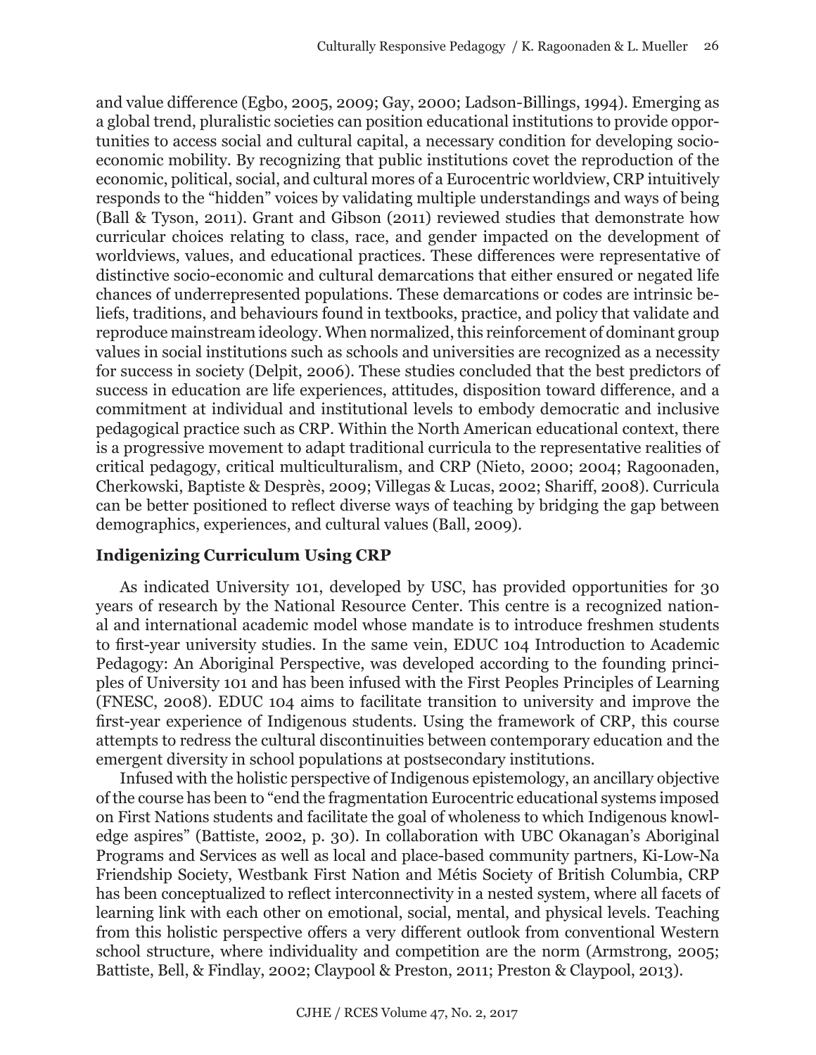and value difference (Egbo, 2005, 2009; Gay, 2000; Ladson-Billings, 1994). Emerging as a global trend, pluralistic societies can position educational institutions to provide opportunities to access social and cultural capital, a necessary condition for developing socio-economic mobility. By recognizing that public institutions covet the reproduction of the economic, political, social, and cultural mores of a Eurocentric worldview, CRP intuitively responds to the "hidden" voices by validating multiple understandings and ways of being (Ball & Tyson, 2011). Grant and Gibson (2011) reviewed studies that demonstrate how curricular choices relating to class, race, and gender impacted on the development of worldviews, values, and educational practices. These differences were representative of distinctive socio-economic and cultural demarcations that either ensured or negated life chances of underrepresented populations. These demarcations or codes are intrinsic beliefs, traditions, and behaviours found in textbooks, practice, and policy that validate and reproduce mainstream ideology. When normalized, this reinforcement of dominant group values in social institutions such as schools and universities are recognized as a necessity for success in society (Delpit, 2006). These studies concluded that the best predictors of success in education are life experiences, attitudes, disposition toward difference, and a commitment at individual and institutional levels to embody democratic and inclusive pedagogical practice such as CRP. Within the North American educational context, there is a progressive movement to adapt traditional curricula to the representative realities of critical pedagogy, critical multiculturalism, and CRP (Nieto, 2000; 2004; Ragoonaden, Cherkowski, Baptiste & Desprès, 2009; Villegas & Lucas, 2002; Shariff, 2008). Curricula can be better positioned to reflect diverse ways of teaching by bridging the gap between demographics, experiences, and cultural values (Ball, 2009).

### Indigenizing Curriculum Using CRP

As indicated University 101, developed by USC, has provided opportunities for 30 years of research by the National Resource Center. This centre is a recognized national and international academic model whose mandate is to introduce freshmen students to first-year university studies. In the same vein, EDUC 104 Introduction to Academic Pedagogy: An Aboriginal Perspective, was developed according to the founding principles of University 101 and has been infused with the First Peoples Principles of Learning (FNESC, 2008). EDUC 104 aims to facilitate transition to university and improve the first-year experience of Indigenous students. Using the framework of CRP, this course attempts to redress the cultural discontinuities between contemporary education and the emergent diversity in school populations at postsecondary institutions.

Infused with the holistic perspective of Indigenous epistemology, an ancillary objective of the course has been to "end the fragmentation Eurocentric educational systems imposed on First Nations students and facilitate the goal of wholeness to which Indigenous knowledge aspires" (Battiste, 2002, p. 30). In collaboration with UBC Okanagan's Aboriginal Programs and Services as well as local and place-based community partners, Ki-Low-Na Friendship Society, Westbank First Nation and Métis Society of British Columbia, CRP has been conceptualized to reflect interconnectivity in a nested system, where all facets of learning link with each other on emotional, social, mental, and physical levels. Teaching from this holistic perspective offers a very different outlook from conventional Western school structure, where individuality and competition are the norm (Armstrong, 2005; Battiste, Bell, & Findlay, 2002; Claypool & Preston, 2011; Preston & Claypool, 2013).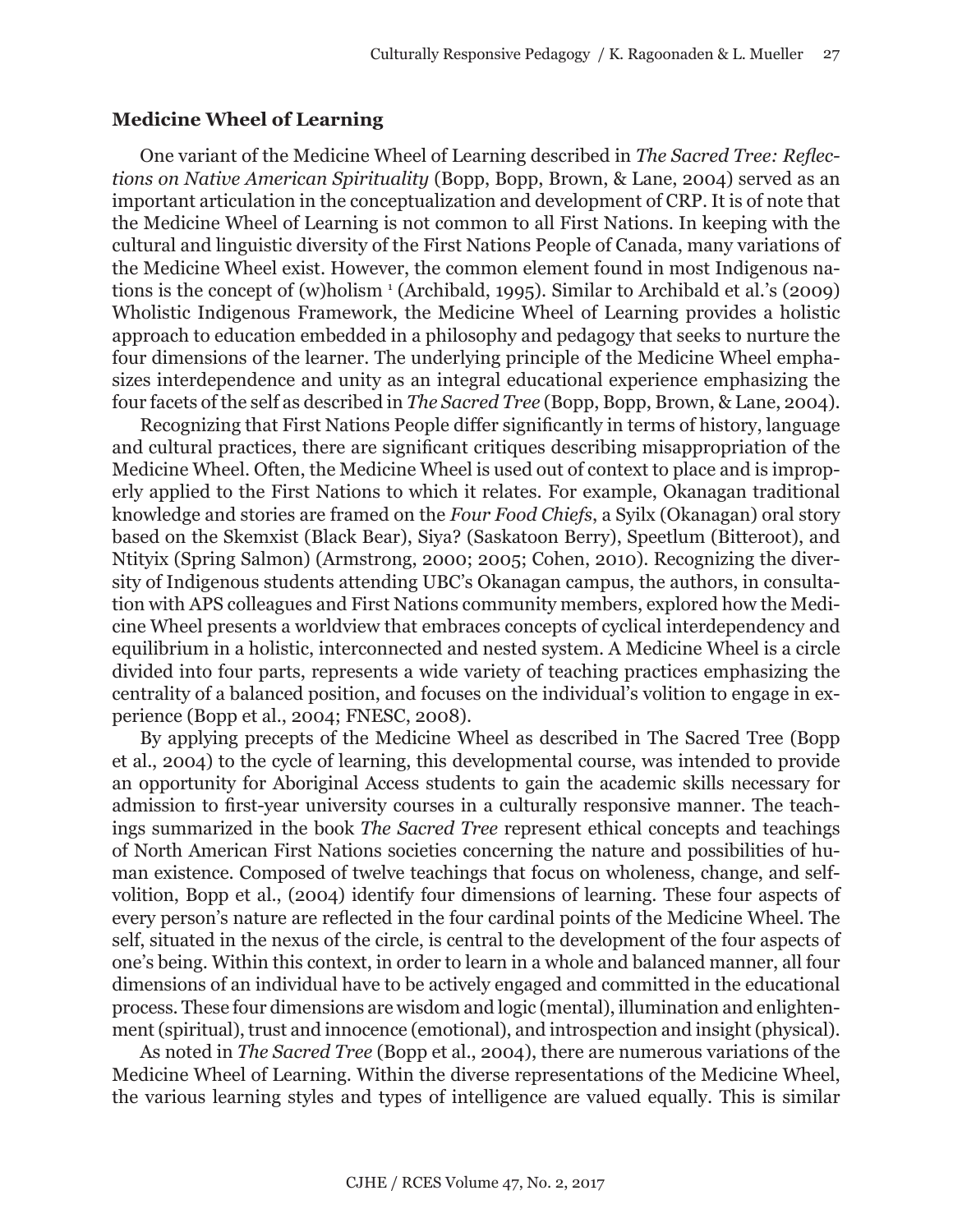### Medicine Wheel of Learning

One variant of the Medicine Wheel of Learning described in *The Sacred Tree: Reflections on Native American Spirituality* (Bopp, Bopp, Brown, & Lane, 2004) served as an important articulation in the conceptualization and development of CRP. It is of note that the Medicine Wheel of Learning is not common to all First Nations. In keeping with the cultural and linguistic diversity of the First Nations People of Canada, many variations of the Medicine Wheel exist. However, the common element found in most Indigenous nations is the concept of (w)holism [1] (Archibald, 1995). Similar to Archibald et al.'s (2009) Wholistic Indigenous Framework, the Medicine Wheel of Learning provides a holistic approach to education embedded in a philosophy and pedagogy that seeks to nurture the four dimensions of the learner. The underlying principle of the Medicine Wheel emphasizes interdependence and unity as an integral educational experience emphasizing the four facets of the self as described in *The Sacred Tree* (Bopp, Bopp, Brown, & Lane, 2004).

Recognizing that First Nations People differ significantly in terms of history, language and cultural practices, there are significant critiques describing misappropriation of the Medicine Wheel. Often, the Medicine Wheel is used out of context to place and is improperly applied to the First Nations to which it relates. For example, Okanagan traditional knowledge and stories are framed on the *Four Food Chiefs*, a Syilx (Okanagan) oral story based on the Skemxist (Black Bear), Siya? (Saskatoon Berry), Speetlum (Bitteroot), and Ntityix (Spring Salmon) (Armstrong, 2000; 2005; Cohen, 2010). Recognizing the diversity of Indigenous students attending UBC's Okanagan campus, the authors, in consultation with APS colleagues and First Nations community members, explored how the Medicine Wheel presents a worldview that embraces concepts of cyclical interdependency and equilibrium in a holistic, interconnected and nested system. A Medicine Wheel is a circle divided into four parts, represents a wide variety of teaching practices emphasizing the centrality of a balanced position, and focuses on the individual's volition to engage in experience (Bopp et al., 2004; FNESC, 2008).

By applying precepts of the Medicine Wheel as described in The Sacred Tree (Bopp et al., 2004) to the cycle of learning, this developmental course, was intended to provide an opportunity for Aboriginal Access students to gain the academic skills necessary for admission to first-year university courses in a culturally responsive manner. The teachings summarized in the book *The Sacred Tree* represent ethical concepts and teachings of North American First Nations societies concerning the nature and possibilities of human existence. Composed of twelve teachings that focus on wholeness, change, and self-volition, Bopp et al., (2004) identify four dimensions of learning. These four aspects of every person's nature are reflected in the four cardinal points of the Medicine Wheel. The self, situated in the nexus of the circle, is central to the development of the four aspects of one's being. Within this context, in order to learn in a whole and balanced manner, all four dimensions of an individual have to be actively engaged and committed in the educational process. These four dimensions are wisdom and logic (mental), illumination and enlightenment (spiritual), trust and innocence (emotional), and introspection and insight (physical).

As noted in *The Sacred Tree* (Bopp et al., 2004), there are numerous variations of the Medicine Wheel of Learning. Within the diverse representations of the Medicine Wheel, the various learning styles and types of intelligence are valued equally. This is similar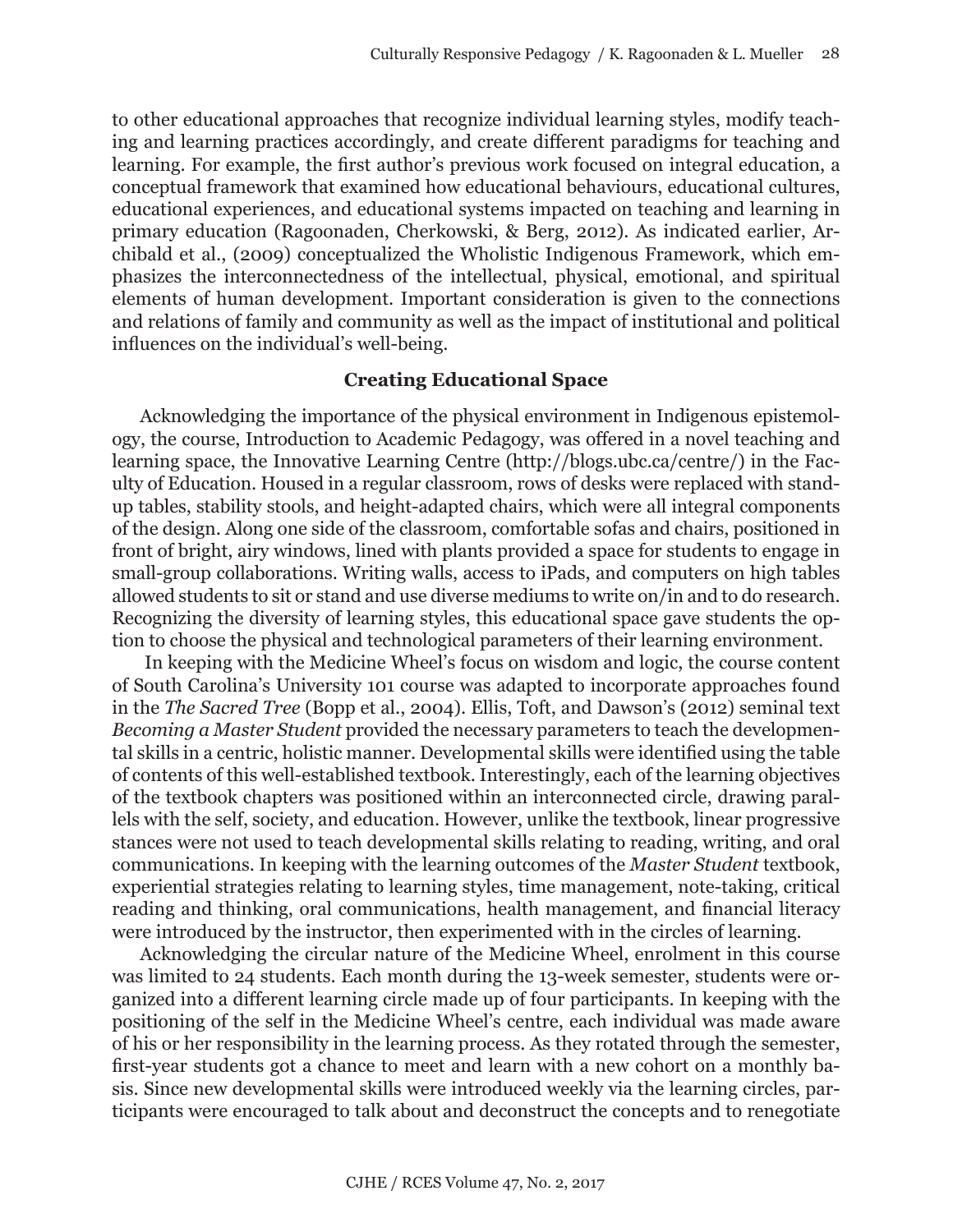to other educational approaches that recognize individual learning styles, modify teaching and learning practices accordingly, and create different paradigms for teaching and learning. For example, the first author's previous work focused on integral education, a conceptual framework that examined how educational behaviours, educational cultures, educational experiences, and educational systems impacted on teaching and learning in primary education (Ragoonaden, Cherkowski, & Berg, 2012). As indicated earlier, Archibald et al., (2009) conceptualized the Wholistic Indigenous Framework, which emphasizes the interconnectedness of the intellectual, physical, emotional, and spiritual elements of human development. Important consideration is given to the connections and relations of family and community as well as the impact of institutional and political influences on the individual's well-being.

## Creating Educational Space

Acknowledging the importance of the physical environment in Indigenous epistemology, the course, Introduction to Academic Pedagogy, was offered in a novel teaching and learning space, the Innovative Learning Centre (http://blogs.ubc.ca/centre/) in the Faculty of Education. Housed in a regular classroom, rows of desks were replaced with standup tables, stability stools, and height-adapted chairs, which were all integral components of the design. Along one side of the classroom, comfortable sofas and chairs, positioned in front of bright, airy windows, lined with plants provided a space for students to engage in small-group collaborations. Writing walls, access to iPads, and computers on high tables allowed students to sit or stand and use diverse mediums to write on/in and to do research. Recognizing the diversity of learning styles, this educational space gave students the option to choose the physical and technological parameters of their learning environment.

In keeping with the Medicine Wheel's focus on wisdom and logic, the course content of South Carolina's University 101 course was adapted to incorporate approaches found in the *The Sacred Tree* (Bopp et al., 2004). Ellis, Toft, and Dawson's (2012) seminal text *Becoming a Master Student* provided the necessary parameters to teach the developmental skills in a centric, holistic manner. Developmental skills were identified using the table of contents of this well-established textbook. Interestingly, each of the learning objectives of the textbook chapters was positioned within an interconnected circle, drawing parallels with the self, society, and education. However, unlike the textbook, linear progressive stances were not used to teach developmental skills relating to reading, writing, and oral communications. In keeping with the learning outcomes of the *Master Student* textbook, experiential strategies relating to learning styles, time management, note-taking, critical reading and thinking, oral communications, health management, and financial literacy were introduced by the instructor, then experimented with in the circles of learning.

Acknowledging the circular nature of the Medicine Wheel, enrolment in this course was limited to 24 students. Each month during the 13-week semester, students were organized into a different learning circle made up of four participants. In keeping with the positioning of the self in the Medicine Wheel's centre, each individual was made aware of his or her responsibility in the learning process. As they rotated through the semester, first-year students got a chance to meet and learn with a new cohort on a monthly basis. Since new developmental skills were introduced weekly via the learning circles, participants were encouraged to talk about and deconstruct the concepts and to renegotiate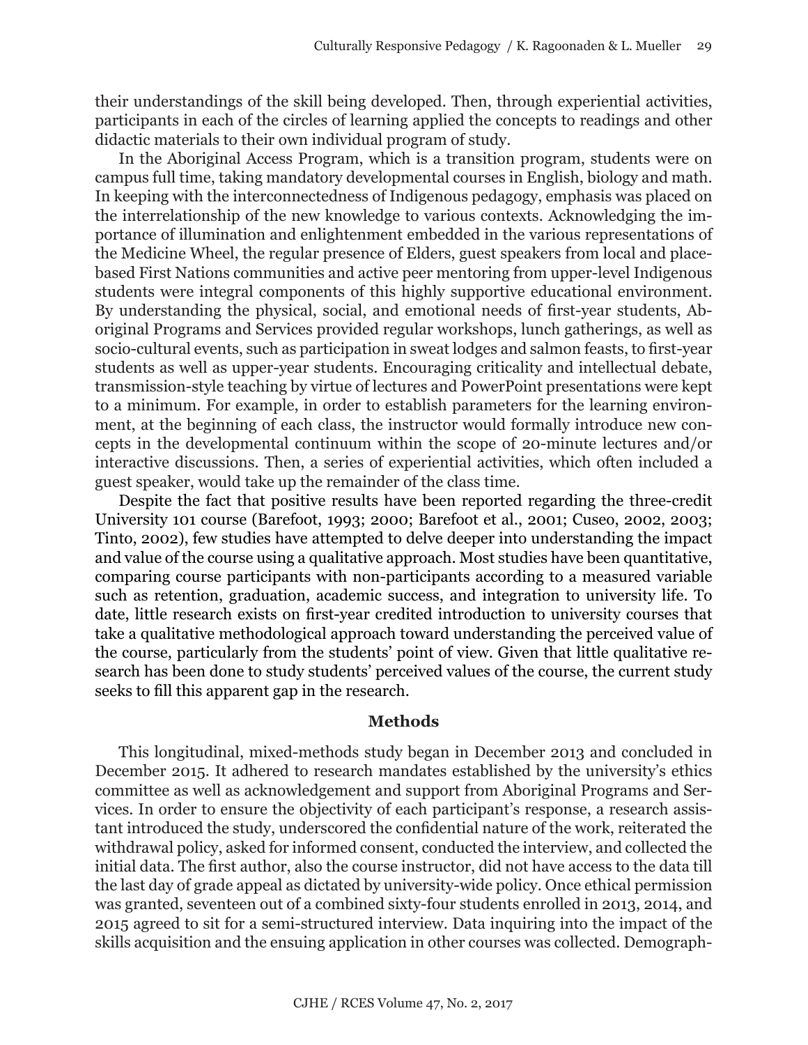their understandings of the skill being developed. Then, through experiential activities, participants in each of the circles of learning applied the concepts to readings and other didactic materials to their own individual program of study.

In the Aboriginal Access Program, which is a transition program, students were on campus full time, taking mandatory developmental courses in English, biology and math. In keeping with the interconnectedness of Indigenous pedagogy, emphasis was placed on the interrelationship of the new knowledge to various contexts. Acknowledging the importance of illumination and enlightenment embedded in the various representations of the Medicine Wheel, the regular presence of Elders, guest speakers from local and place-based First Nations communities and active peer mentoring from upper-level Indigenous students were integral components of this highly supportive educational environment. By understanding the physical, social, and emotional needs of first-year students, Aboriginal Programs and Services provided regular workshops, lunch gatherings, as well as socio-cultural events, such as participation in sweat lodges and salmon feasts, to first-year students as well as upper-year students. Encouraging criticality and intellectual debate, transmission-style teaching by virtue of lectures and PowerPoint presentations were kept to a minimum. For example, in order to establish parameters for the learning environment, at the beginning of each class, the instructor would formally introduce new concepts in the developmental continuum within the scope of 20-minute lectures and/or interactive discussions. Then, a series of experiential activities, which often included a guest speaker, would take up the remainder of the class time.

Despite the fact that positive results have been reported regarding the three-credit University 101 course (Barefoot, 1993; 2000; Barefoot et al., 2001; Cuseo, 2002, 2003; Tinto, 2002), few studies have attempted to delve deeper into understanding the impact and value of the course using a qualitative approach. Most studies have been quantitative, comparing course participants with non-participants according to a measured variable such as retention, graduation, academic success, and integration to university life. To date, little research exists on first-year credited introduction to university courses that take a qualitative methodological approach toward understanding the perceived value of the course, particularly from the students' point of view. Given that little qualitative research has been done to study students' perceived values of the course, the current study seeks to fill this apparent gap in the research.

## Methods

This longitudinal, mixed-methods study began in December 2013 and concluded in December 2015. It adhered to research mandates established by the university's ethics committee as well as acknowledgement and support from Aboriginal Programs and Services. In order to ensure the objectivity of each participant's response, a research assistant introduced the study, underscored the confidential nature of the work, reiterated the withdrawal policy, asked for informed consent, conducted the interview, and collected the initial data. The first author, also the course instructor, did not have access to the data till the last day of grade appeal as dictated by university-wide policy. Once ethical permission was granted, seventeen out of a combined sixty-four students enrolled in 2013, 2014, and 2015 agreed to sit for a semi-structured interview. Data inquiring into the impact of the skills acquisition and the ensuing application in other courses was collected. Demograph-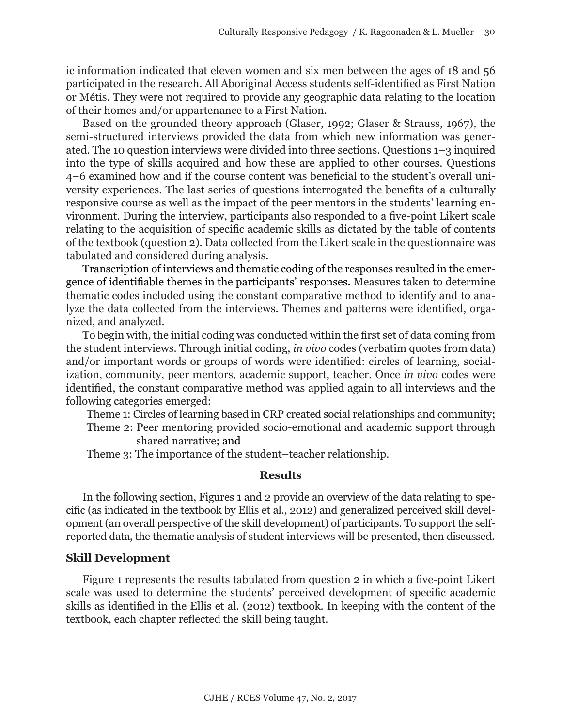ic information indicated that eleven women and six men between the ages of 18 and 56 participated in the research. All Aboriginal Access students self-identified as First Nation or Métis. They were not required to provide any geographic data relating to the location of their homes and/or appartenance to a First Nation.

Based on the grounded theory approach (Glaser, 1992; Glaser & Strauss, 1967), the semi-structured interviews provided the data from which new information was generated. The 10 question interviews were divided into three sections. Questions 1–3 inquired into the type of skills acquired and how these are applied to other courses. Questions 4–6 examined how and if the course content was beneficial to the student's overall university experiences. The last series of questions interrogated the benefits of a culturally responsive course as well as the impact of the peer mentors in the students' learning environment. During the interview, participants also responded to a five-point Likert scale relating to the acquisition of specific academic skills as dictated by the table of contents of the textbook (question 2). Data collected from the Likert scale in the questionnaire was tabulated and considered during analysis.

Transcription of interviews and thematic coding of the responses resulted in the emergence of identifiable themes in the participants' responses. Measures taken to determine thematic codes included using the constant comparative method to identify and to analyze the data collected from the interviews. Themes and patterns were identified, organized, and analyzed.

To begin with, the initial coding was conducted within the first set of data coming from the student interviews. Through initial coding, *in vivo* codes (verbatim quotes from data) and/or important words or groups of words were identified: circles of learning, socialization, community, peer mentors, academic support, teacher. Once *in vivo* codes were identified, the constant comparative method was applied again to all interviews and the following categories emerged:

Theme 1: Circles of learning based in CRP created social relationships and community;

Theme 2: Peer mentoring provided socio-emotional and academic support through shared narrative; and

Theme 3: The importance of the student–teacher relationship.

## Results

In the following section, Figures 1 and 2 provide an overview of the data relating to specific (as indicated in the textbook by Ellis et al., 2012) and generalized perceived skill development (an overall perspective of the skill development) of participants. To support the self-reported data, the thematic analysis of student interviews will be presented, then discussed.

### Skill Development

Figure 1 represents the results tabulated from question 2 in which a five-point Likert scale was used to determine the students' perceived development of specific academic skills as identified in the Ellis et al. (2012) textbook. In keeping with the content of the textbook, each chapter reflected the skill being taught.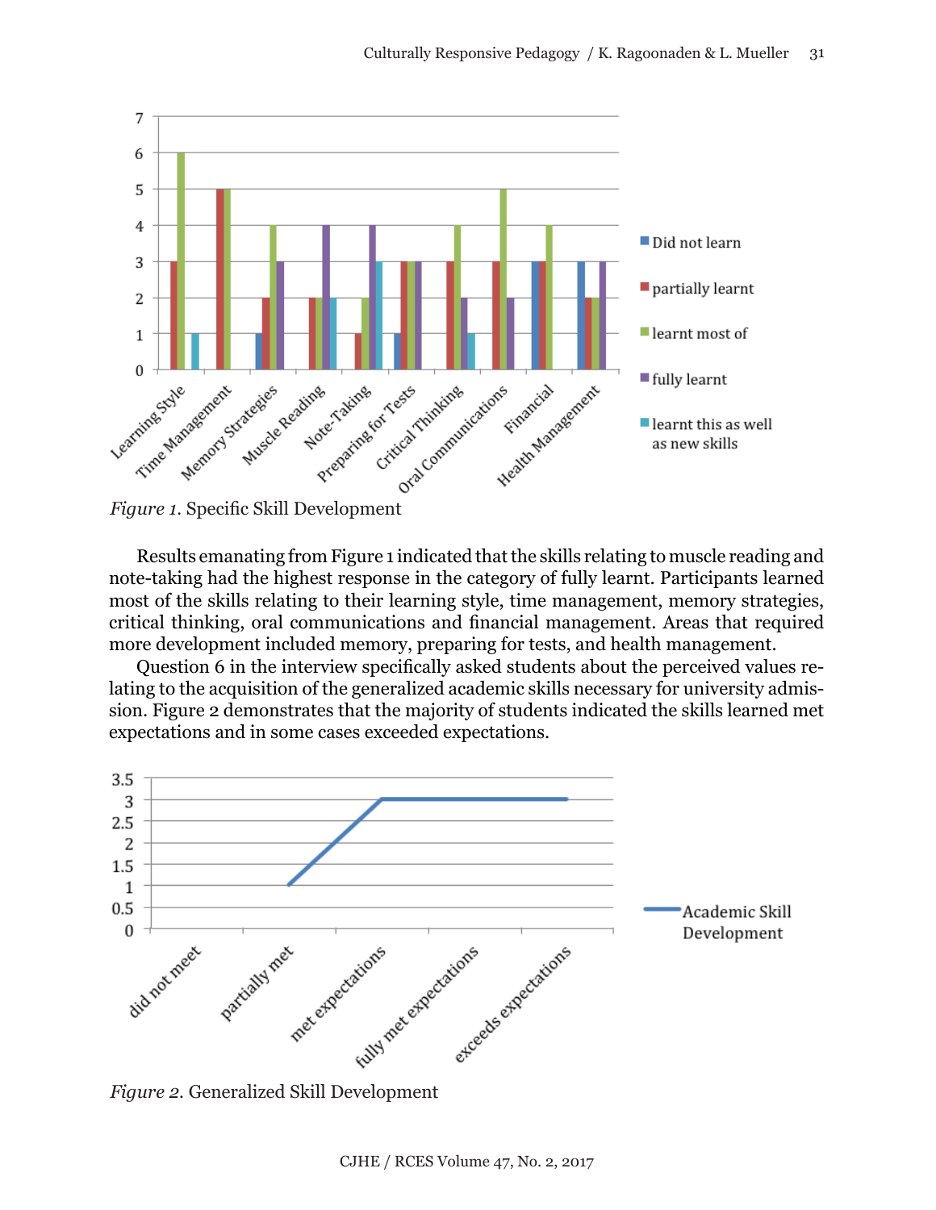*Figure 1.* Specific Skill Development

Results emanating from Figure 1 indicated that the skills relating to muscle reading and note-taking had the highest response in the category of fully learnt. Participants learned most of the skills relating to their learning style, time management, memory strategies, critical thinking, oral communications and financial management. Areas that required more development included memory, preparing for tests, and health management.

Question 6 in the interview specifically asked students about the perceived values relating to the acquisition of the generalized academic skills necessary for university admission. Figure 2 demonstrates that the majority of students indicated the skills learned met expectations and in some cases exceeded expectations.

*Figure 2.* Generalized Skill Development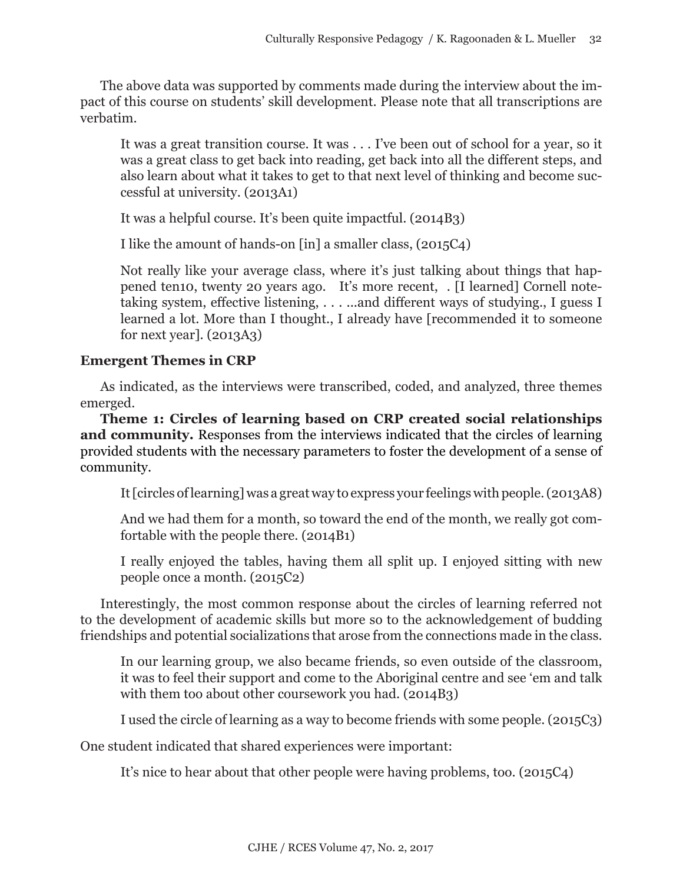The above data was supported by comments made during the interview about the impact of this course on students' skill development. Please note that all transcriptions are verbatim.

> It was a great transition course. It was . . . I've been out of school for a year, so it was a great class to get back into reading, get back into all the different steps, and also learn about what it takes to get to that next level of thinking and become successful at university. (2013A1)

> It was a helpful course. It's been quite impactful. (2014B3)

> I like the amount of hands-on [in] a smaller class, (2015C4)

> Not really like your average class, where it's just talking about things that happened ten10, twenty 20 years ago. It's more recent, . [I learned] Cornell note-taking system, effective listening, . . . ...and different ways of studying., I guess I learned a lot. More than I thought., I already have [recommended it to someone for next year]. (2013A3)

### Emergent Themes in CRP

As indicated, as the interviews were transcribed, coded, and analyzed, three themes emerged.

**Theme 1: Circles of learning based on CRP created social relationships and community.** Responses from the interviews indicated that the circles of learning provided students with the necessary parameters to foster the development of a sense of community.

> It [circles of learning] was a great way to express your feelings with people. (2013A8)

> And we had them for a month, so toward the end of the month, we really got comfortable with the people there. (2014B1)

> I really enjoyed the tables, having them all split up. I enjoyed sitting with new people once a month. (2015C2)

Interestingly, the most common response about the circles of learning referred not to the development of academic skills but more so to the acknowledgement of budding friendships and potential socializations that arose from the connections made in the class.

> In our learning group, we also became friends, so even outside of the classroom, it was to feel their support and come to the Aboriginal centre and see 'em and talk with them too about other coursework you had. (2014B3)

> I used the circle of learning as a way to become friends with some people. (2015C3)

One student indicated that shared experiences were important:

> It's nice to hear about that other people were having problems, too. (2015C4)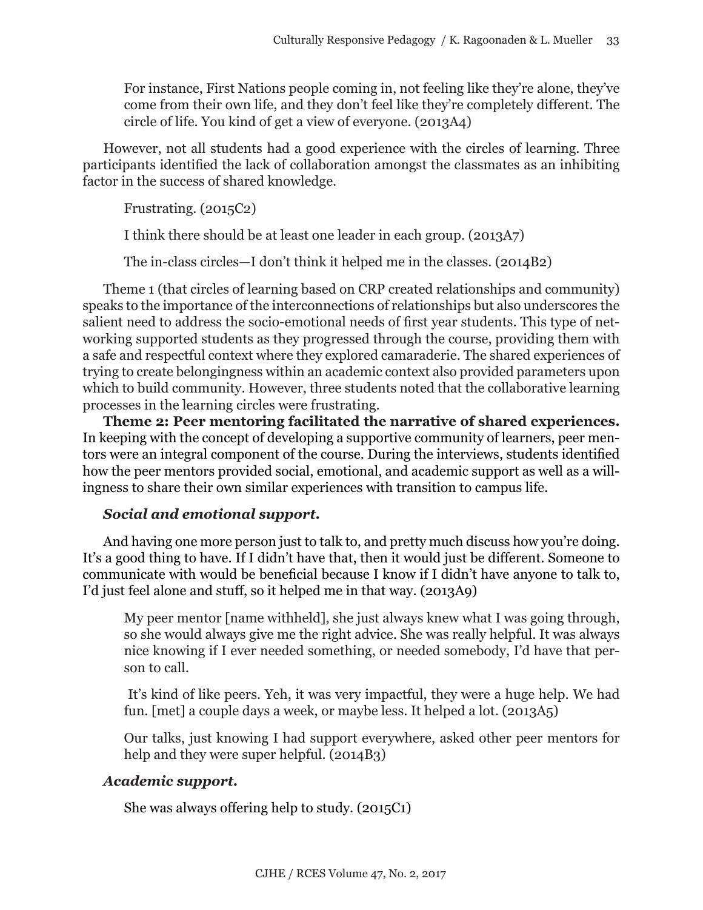> For instance, First Nations people coming in, not feeling like they're alone, they've come from their own life, and they don't feel like they're completely different. The circle of life. You kind of get a view of everyone. (2013A4)

However, not all students had a good experience with the circles of learning. Three participants identified the lack of collaboration amongst the classmates as an inhibiting factor in the success of shared knowledge.

> Frustrating. (2015C2)
>
> I think there should be at least one leader in each group. (2013A7)
>
> The in-class circles—I don't think it helped me in the classes. (2014B2)

Theme 1 (that circles of learning based on CRP created relationships and community) speaks to the importance of the interconnections of relationships but also underscores the salient need to address the socio-emotional needs of first year students. This type of networking supported students as they progressed through the course, providing them with a safe and respectful context where they explored camaraderie. The shared experiences of trying to create belongingness within an academic context also provided parameters upon which to build community. However, three students noted that the collaborative learning processes in the learning circles were frustrating.

**Theme 2: Peer mentoring facilitated the narrative of shared experiences.** In keeping with the concept of developing a supportive community of learners, peer mentors were an integral component of the course. During the interviews, students identified how the peer mentors provided social, emotional, and academic support as well as a willingness to share their own similar experiences with transition to campus life.

***Social and emotional support.***

And having one more person just to talk to, and pretty much discuss how you're doing. It's a good thing to have. If I didn't have that, then it would just be different. Someone to communicate with would be beneficial because I know if I didn't have anyone to talk to, I'd just feel alone and stuff, so it helped me in that way. (2013A9)

> My peer mentor [name withheld], she just always knew what I was going through, so she would always give me the right advice. She was really helpful. It was always nice knowing if I ever needed something, or needed somebody, I'd have that person to call.
>
> It's kind of like peers. Yeh, it was very impactful, they were a huge help. We had fun. [met] a couple days a week, or maybe less. It helped a lot. (2013A5)
>
> Our talks, just knowing I had support everywhere, asked other peer mentors for help and they were super helpful. (2014B3)

***Academic support.***

> She was always offering help to study. (2015C1)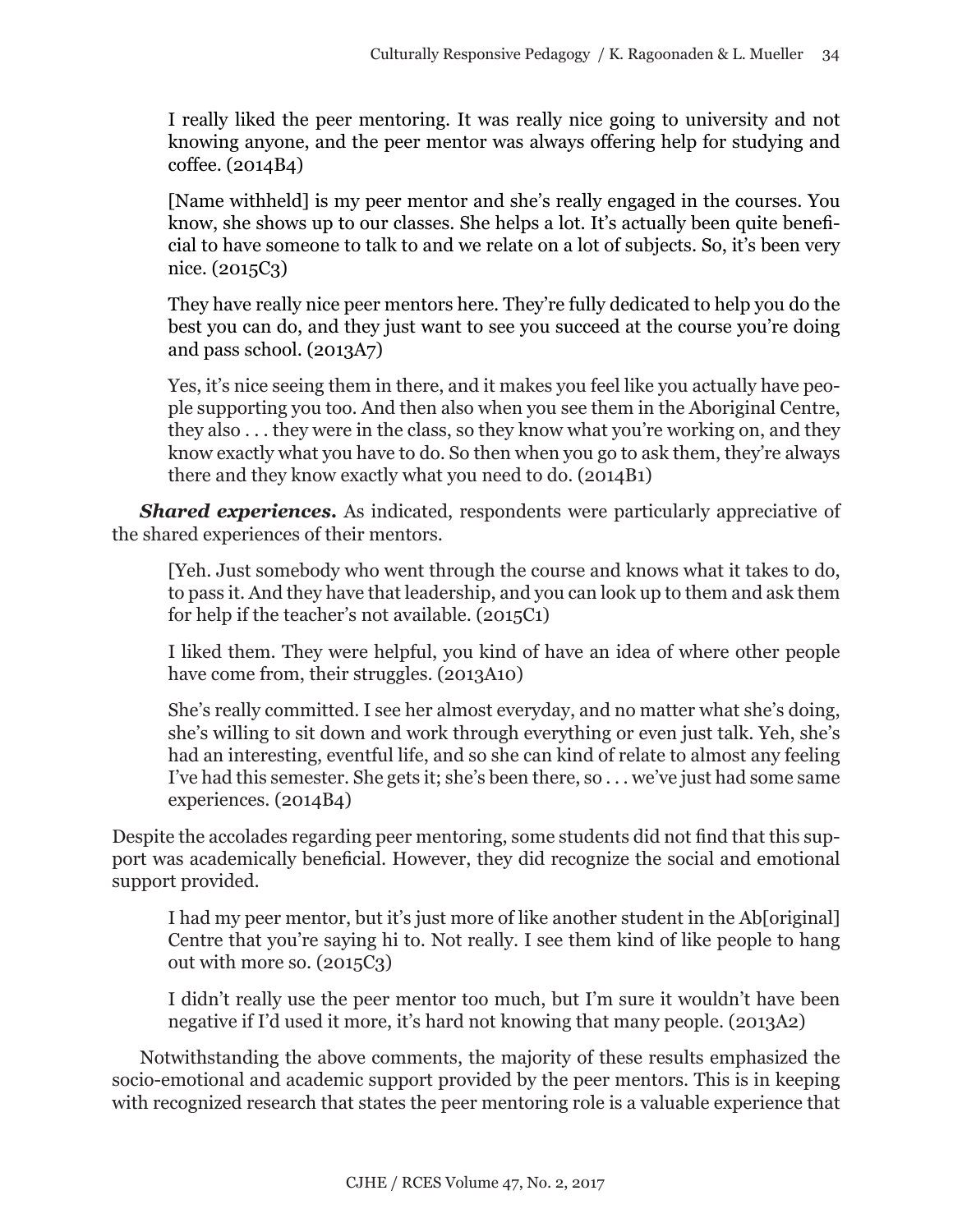> I really liked the peer mentoring. It was really nice going to university and not knowing anyone, and the peer mentor was always offering help for studying and coffee. (2014B4)

> [Name withheld] is my peer mentor and she's really engaged in the courses. You know, she shows up to our classes. She helps a lot. It's actually been quite beneficial to have someone to talk to and we relate on a lot of subjects. So, it's been very nice. (2015C3)

> They have really nice peer mentors here. They're fully dedicated to help you do the best you can do, and they just want to see you succeed at the course you're doing and pass school. (2013A7)

> Yes, it's nice seeing them in there, and it makes you feel like you actually have people supporting you too. And then also when you see them in the Aboriginal Centre, they also . . . they were in the class, so they know what you're working on, and they know exactly what you have to do. So then when you go to ask them, they're always there and they know exactly what you need to do. (2014B1)

***Shared experiences.*** As indicated, respondents were particularly appreciative of the shared experiences of their mentors.

> [Yeh. Just somebody who went through the course and knows what it takes to do, to pass it. And they have that leadership, and you can look up to them and ask them for help if the teacher's not available. (2015C1)

> I liked them. They were helpful, you kind of have an idea of where other people have come from, their struggles. (2013A10)

> She's really committed. I see her almost everyday, and no matter what she's doing, she's willing to sit down and work through everything or even just talk. Yeh, she's had an interesting, eventful life, and so she can kind of relate to almost any feeling I've had this semester. She gets it; she's been there, so . . . we've just had some same experiences. (2014B4)

Despite the accolades regarding peer mentoring, some students did not find that this support was academically beneficial. However, they did recognize the social and emotional support provided.

> I had my peer mentor, but it's just more of like another student in the Ab[original] Centre that you're saying hi to. Not really. I see them kind of like people to hang out with more so. (2015C3)

> I didn't really use the peer mentor too much, but I'm sure it wouldn't have been negative if I'd used it more, it's hard not knowing that many people. (2013A2)

Notwithstanding the above comments, the majority of these results emphasized the socio-emotional and academic support provided by the peer mentors. This is in keeping with recognized research that states the peer mentoring role is a valuable experience that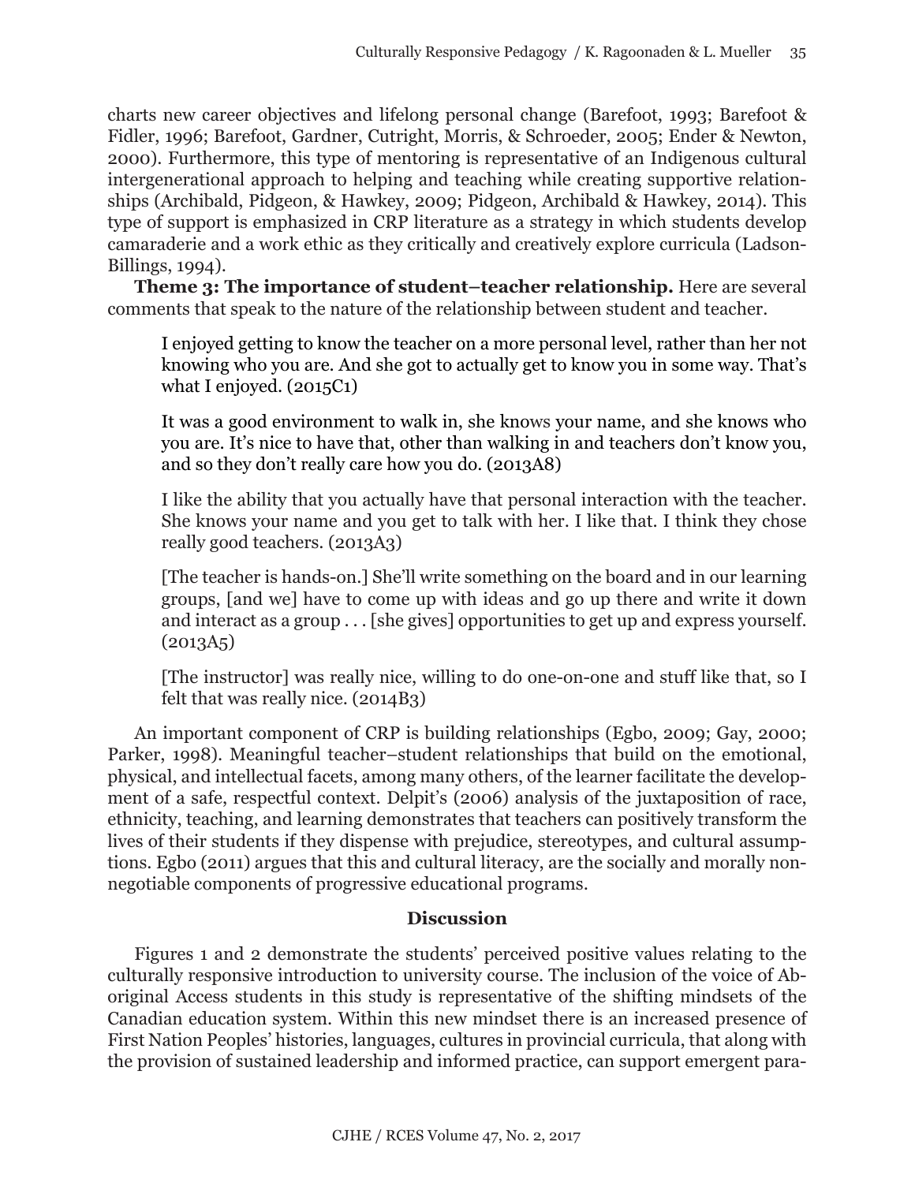charts new career objectives and lifelong personal change (Barefoot, 1993; Barefoot & Fidler, 1996; Barefoot, Gardner, Cutright, Morris, & Schroeder, 2005; Ender & Newton, 2000). Furthermore, this type of mentoring is representative of an Indigenous cultural intergenerational approach to helping and teaching while creating supportive relationships (Archibald, Pidgeon, & Hawkey, 2009; Pidgeon, Archibald & Hawkey, 2014). This type of support is emphasized in CRP literature as a strategy in which students develop camaraderie and a work ethic as they critically and creatively explore curricula (Ladson-Billings, 1994).

**Theme 3: The importance of student–teacher relationship.** Here are several comments that speak to the nature of the relationship between student and teacher.

> I enjoyed getting to know the teacher on a more personal level, rather than her not knowing who you are. And she got to actually get to know you in some way. That's what I enjoyed. (2015C1)

> It was a good environment to walk in, she knows your name, and she knows who you are. It's nice to have that, other than walking in and teachers don't know you, and so they don't really care how you do. (2013A8)

> I like the ability that you actually have that personal interaction with the teacher. She knows your name and you get to talk with her. I like that. I think they chose really good teachers. (2013A3)

> [The teacher is hands-on.] She'll write something on the board and in our learning groups, [and we] have to come up with ideas and go up there and write it down and interact as a group . . . [she gives] opportunities to get up and express yourself. (2013A5)

> [The instructor] was really nice, willing to do one-on-one and stuff like that, so I felt that was really nice. (2014B3)

An important component of CRP is building relationships (Egbo, 2009; Gay, 2000; Parker, 1998). Meaningful teacher–student relationships that build on the emotional, physical, and intellectual facets, among many others, of the learner facilitate the development of a safe, respectful context. Delpit's (2006) analysis of the juxtaposition of race, ethnicity, teaching, and learning demonstrates that teachers can positively transform the lives of their students if they dispense with prejudice, stereotypes, and cultural assumptions. Egbo (2011) argues that this and cultural literacy, are the socially and morally non-negotiable components of progressive educational programs.

## Discussion

Figures 1 and 2 demonstrate the students' perceived positive values relating to the culturally responsive introduction to university course. The inclusion of the voice of Aboriginal Access students in this study is representative of the shifting mindsets of the Canadian education system. Within this new mindset there is an increased presence of First Nation Peoples' histories, languages, cultures in provincial curricula, that along with the provision of sustained leadership and informed practice, can support emergent para-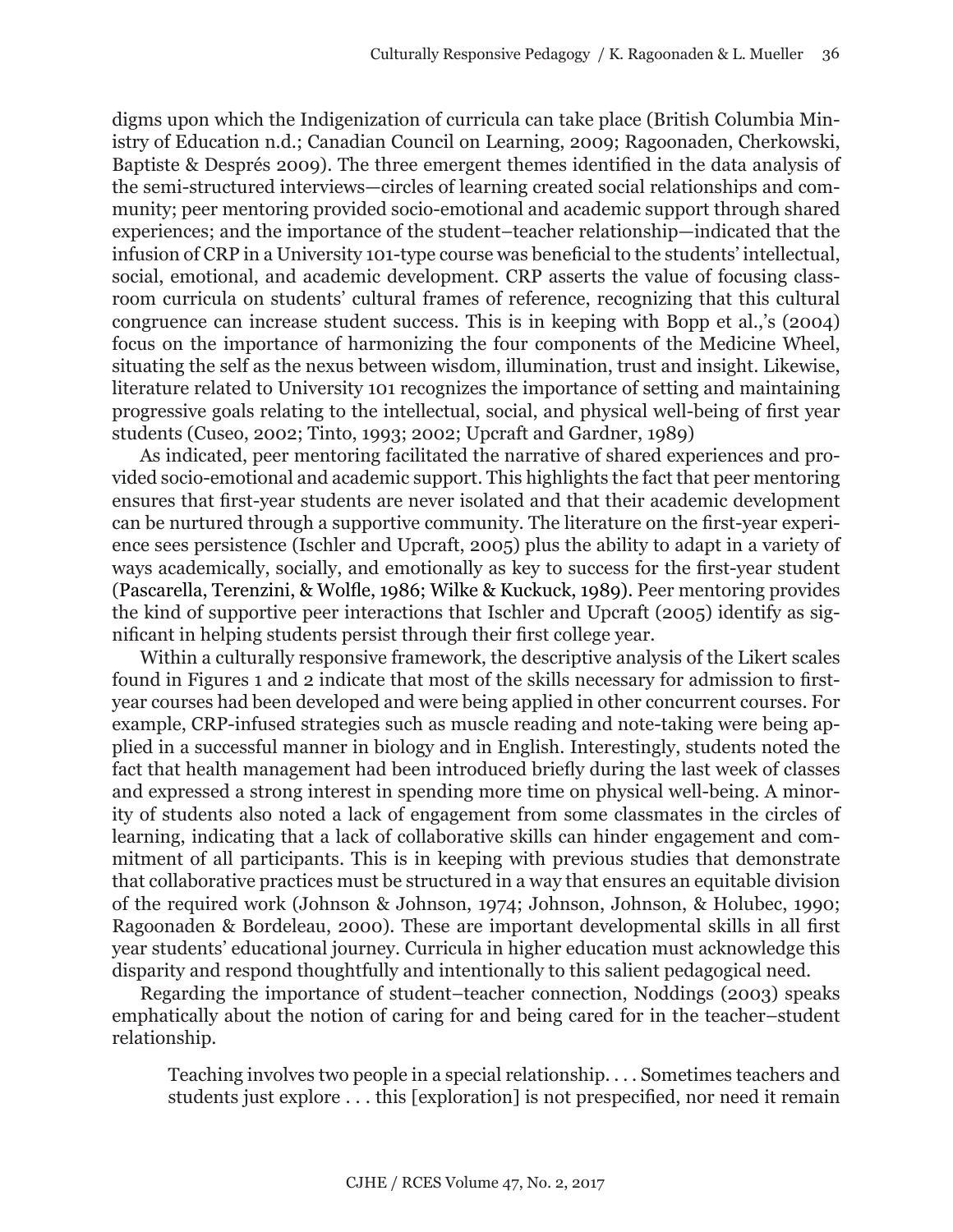digms upon which the Indigenization of curricula can take place (British Columbia Ministry of Education n.d.; Canadian Council on Learning, 2009; Ragoonaden, Cherkowski, Baptiste & Després 2009). The three emergent themes identified in the data analysis of the semi-structured interviews—circles of learning created social relationships and community; peer mentoring provided socio-emotional and academic support through shared experiences; and the importance of the student–teacher relationship—indicated that the infusion of CRP in a University 101-type course was beneficial to the students' intellectual, social, emotional, and academic development. CRP asserts the value of focusing classroom curricula on students' cultural frames of reference, recognizing that this cultural congruence can increase student success. This is in keeping with Bopp et al.,'s (2004) focus on the importance of harmonizing the four components of the Medicine Wheel, situating the self as the nexus between wisdom, illumination, trust and insight. Likewise, literature related to University 101 recognizes the importance of setting and maintaining progressive goals relating to the intellectual, social, and physical well-being of first year students (Cuseo, 2002; Tinto, 1993; 2002; Upcraft and Gardner, 1989)

As indicated, peer mentoring facilitated the narrative of shared experiences and provided socio-emotional and academic support. This highlights the fact that peer mentoring ensures that first-year students are never isolated and that their academic development can be nurtured through a supportive community. The literature on the first-year experience sees persistence (Ischler and Upcraft, 2005) plus the ability to adapt in a variety of ways academically, socially, and emotionally as key to success for the first-year student (Pascarella, Terenzini, & Wolfle, 1986; Wilke & Kuckuck, 1989). Peer mentoring provides the kind of supportive peer interactions that Ischler and Upcraft (2005) identify as significant in helping students persist through their first college year.

Within a culturally responsive framework, the descriptive analysis of the Likert scales found in Figures 1 and 2 indicate that most of the skills necessary for admission to first-year courses had been developed and were being applied in other concurrent courses. For example, CRP-infused strategies such as muscle reading and note-taking were being applied in a successful manner in biology and in English. Interestingly, students noted the fact that health management had been introduced briefly during the last week of classes and expressed a strong interest in spending more time on physical well-being. A minority of students also noted a lack of engagement from some classmates in the circles of learning, indicating that a lack of collaborative skills can hinder engagement and commitment of all participants. This is in keeping with previous studies that demonstrate that collaborative practices must be structured in a way that ensures an equitable division of the required work (Johnson & Johnson, 1974; Johnson, Johnson, & Holubec, 1990; Ragoonaden & Bordeleau, 2000). These are important developmental skills in all first year students' educational journey. Curricula in higher education must acknowledge this disparity and respond thoughtfully and intentionally to this salient pedagogical need.

Regarding the importance of student–teacher connection, Noddings (2003) speaks emphatically about the notion of caring for and being cared for in the teacher–student relationship.

> Teaching involves two people in a special relationship. . . . Sometimes teachers and students just explore . . . this [exploration] is not prespecified, nor need it remain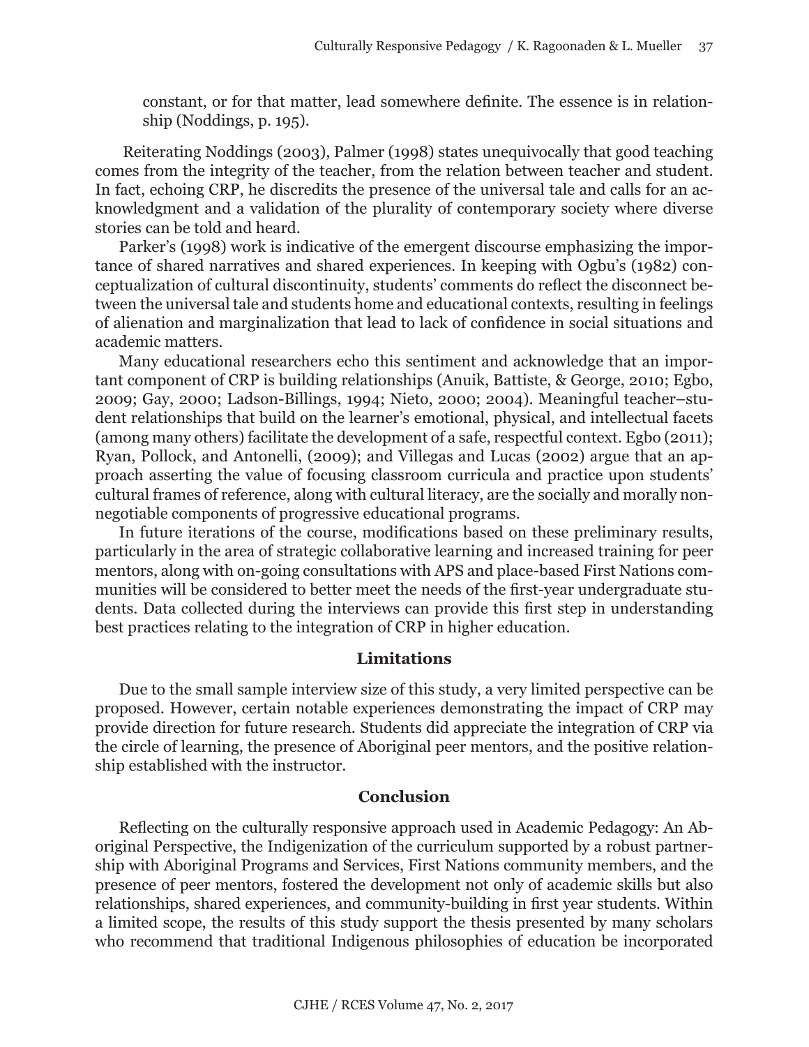constant, or for that matter, lead somewhere definite. The essence is in relationship (Noddings, p. 195).

Reiterating Noddings (2003), Palmer (1998) states unequivocally that good teaching comes from the integrity of the teacher, from the relation between teacher and student. In fact, echoing CRP, he discredits the presence of the universal tale and calls for an acknowledgment and a validation of the plurality of contemporary society where diverse stories can be told and heard.

Parker's (1998) work is indicative of the emergent discourse emphasizing the importance of shared narratives and shared experiences. In keeping with Ogbu's (1982) conceptualization of cultural discontinuity, students' comments do reflect the disconnect between the universal tale and students home and educational contexts, resulting in feelings of alienation and marginalization that lead to lack of confidence in social situations and academic matters.

Many educational researchers echo this sentiment and acknowledge that an important component of CRP is building relationships (Anuik, Battiste, & George, 2010; Egbo, 2009; Gay, 2000; Ladson-Billings, 1994; Nieto, 2000; 2004). Meaningful teacher–student relationships that build on the learner's emotional, physical, and intellectual facets (among many others) facilitate the development of a safe, respectful context. Egbo (2011); Ryan, Pollock, and Antonelli, (2009); and Villegas and Lucas (2002) argue that an approach asserting the value of focusing classroom curricula and practice upon students' cultural frames of reference, along with cultural literacy, are the socially and morally non-negotiable components of progressive educational programs.

In future iterations of the course, modifications based on these preliminary results, particularly in the area of strategic collaborative learning and increased training for peer mentors, along with on-going consultations with APS and place-based First Nations communities will be considered to better meet the needs of the first-year undergraduate students. Data collected during the interviews can provide this first step in understanding best practices relating to the integration of CRP in higher education.

## Limitations

Due to the small sample interview size of this study, a very limited perspective can be proposed. However, certain notable experiences demonstrating the impact of CRP may provide direction for future research. Students did appreciate the integration of CRP via the circle of learning, the presence of Aboriginal peer mentors, and the positive relationship established with the instructor.

## Conclusion

Reflecting on the culturally responsive approach used in Academic Pedagogy: An Aboriginal Perspective, the Indigenization of the curriculum supported by a robust partnership with Aboriginal Programs and Services, First Nations community members, and the presence of peer mentors, fostered the development not only of academic skills but also relationships, shared experiences, and community-building in first year students. Within a limited scope, the results of this study support the thesis presented by many scholars who recommend that traditional Indigenous philosophies of education be incorporated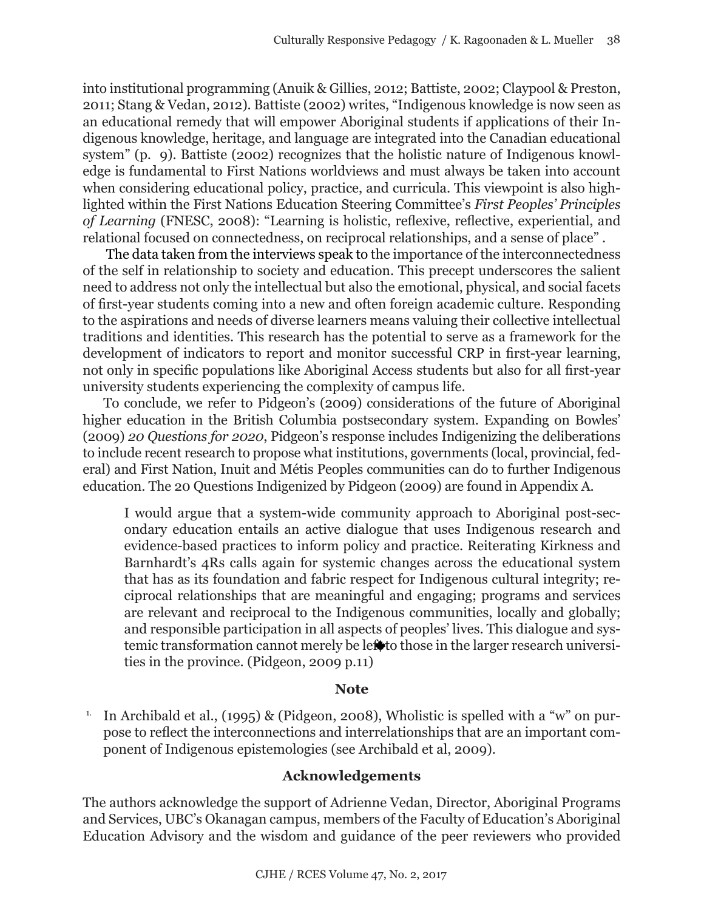into institutional programming (Anuik & Gillies, 2012; Battiste, 2002; Claypool & Preston, 2011; Stang & Vedan, 2012). Battiste (2002) writes, "Indigenous knowledge is now seen as an educational remedy that will empower Aboriginal students if applications of their Indigenous knowledge, heritage, and language are integrated into the Canadian educational system" (p. 9). Battiste (2002) recognizes that the holistic nature of Indigenous knowledge is fundamental to First Nations worldviews and must always be taken into account when considering educational policy, practice, and curricula. This viewpoint is also highlighted within the First Nations Education Steering Committee's *First Peoples' Principles of Learning* (FNESC, 2008): "Learning is holistic, reflexive, reflective, experiential, and relational focused on connectedness, on reciprocal relationships, and a sense of place" .

The data taken from the interviews speak to the importance of the interconnectedness of the self in relationship to society and education. This precept underscores the salient need to address not only the intellectual but also the emotional, physical, and social facets of first-year students coming into a new and often foreign academic culture. Responding to the aspirations and needs of diverse learners means valuing their collective intellectual traditions and identities. This research has the potential to serve as a framework for the development of indicators to report and monitor successful CRP in first-year learning, not only in specific populations like Aboriginal Access students but also for all first-year university students experiencing the complexity of campus life.

To conclude, we refer to Pidgeon's (2009) considerations of the future of Aboriginal higher education in the British Columbia postsecondary system. Expanding on Bowles' (2009) *20 Questions for 2020*, Pidgeon's response includes Indigenizing the deliberations to include recent research to propose what institutions, governments (local, provincial, federal) and First Nation, Inuit and Métis Peoples communities can do to further Indigenous education. The 20 Questions Indigenized by Pidgeon (2009) are found in Appendix A.

> I would argue that a system-wide community approach to Aboriginal post-secondary education entails an active dialogue that uses Indigenous research and evidence-based practices to inform policy and practice. Reiterating Kirkness and Barnhardt's 4Rs calls again for systemic changes across the educational system that has as its foundation and fabric respect for Indigenous cultural integrity; reciprocal relationships that are meaningful and engaging; programs and services are relevant and reciprocal to the Indigenous communities, locally and globally; and responsible participation in all aspects of peoples' lives. This dialogue and systemic transformation cannot merely be left to those in the larger research universities in the province. (Pidgeon, 2009 p.11)

## Note

1. In Archibald et al., (1995) & (Pidgeon, 2008), Wholistic is spelled with a "w" on purpose to reflect the interconnections and interrelationships that are an important component of Indigenous epistemologies (see Archibald et al, 2009).

## Acknowledgements

The authors acknowledge the support of Adrienne Vedan, Director, Aboriginal Programs and Services, UBC's Okanagan campus, members of the Faculty of Education's Aboriginal Education Advisory and the wisdom and guidance of the peer reviewers who provided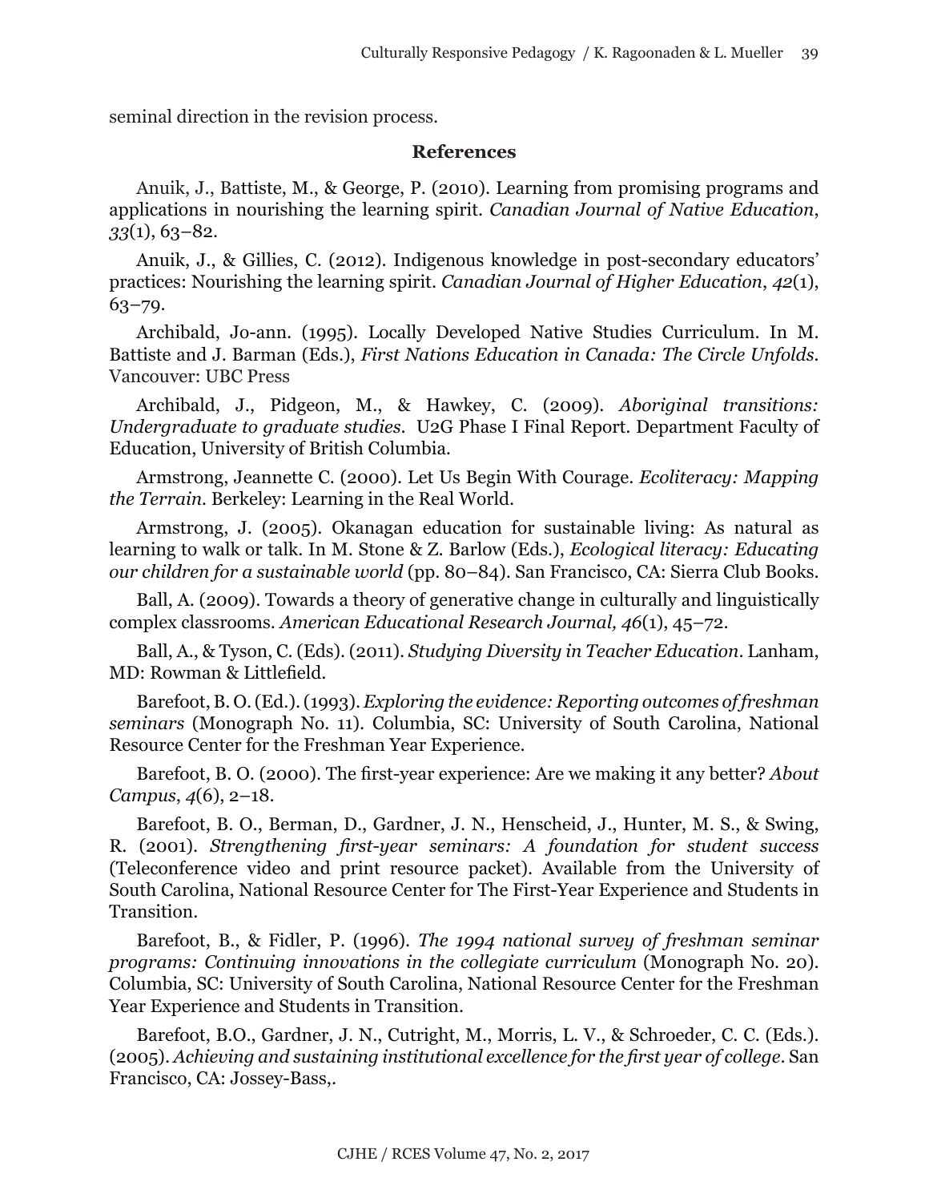seminal direction in the revision process.

## References

Anuik, J., Battiste, M., & George, P. (2010). Learning from promising programs and applications in nourishing the learning spirit. *Canadian Journal of Native Education*, *33*(1), 63–82.

Anuik, J., & Gillies, C. (2012). Indigenous knowledge in post-secondary educators' practices: Nourishing the learning spirit. *Canadian Journal of Higher Education*, *42*(1), 63–79.

Archibald, Jo-ann. (1995). Locally Developed Native Studies Curriculum. In M. Battiste and J. Barman (Eds.), *First Nations Education in Canada: The Circle Unfolds*. Vancouver: UBC Press

Archibald, J., Pidgeon, M., & Hawkey, C. (2009). *Aboriginal transitions: Undergraduate to graduate studies*. U2G Phase I Final Report. Department Faculty of Education, University of British Columbia.

Armstrong, Jeannette C. (2000). Let Us Begin With Courage. *Ecoliteracy: Mapping the Terrain*. Berkeley: Learning in the Real World.

Armstrong, J. (2005). Okanagan education for sustainable living: As natural as learning to walk or talk. In M. Stone & Z. Barlow (Eds.), *Ecological literacy: Educating our children for a sustainable world* (pp. 80–84). San Francisco, CA: Sierra Club Books.

Ball, A. (2009). Towards a theory of generative change in culturally and linguistically complex classrooms. *American Educational Research Journal, 46*(1), 45–72.

Ball, A., & Tyson, C. (Eds). (2011). *Studying Diversity in Teacher Education*. Lanham, MD: Rowman & Littlefield.

Barefoot, B. O. (Ed.). (1993). *Exploring the evidence: Reporting outcomes of freshman seminars* (Monograph No. 11). Columbia, SC: University of South Carolina, National Resource Center for the Freshman Year Experience.

Barefoot, B. O. (2000). The first-year experience: Are we making it any better? *About Campus*, *4*(6), 2–18.

Barefoot, B. O., Berman, D., Gardner, J. N., Henscheid, J., Hunter, M. S., & Swing, R. (2001). *Strengthening first-year seminars: A foundation for student success* (Teleconference video and print resource packet). Available from the University of South Carolina, National Resource Center for The First-Year Experience and Students in Transition.

Barefoot, B., & Fidler, P. (1996). *The 1994 national survey of freshman seminar programs: Continuing innovations in the collegiate curriculum* (Monograph No. 20). Columbia, SC: University of South Carolina, National Resource Center for the Freshman Year Experience and Students in Transition.

Barefoot, B.O., Gardner, J. N., Cutright, M., Morris, L. V., & Schroeder, C. C. (Eds.). (2005). *Achieving and sustaining institutional excellence for the first year of college*. San Francisco, CA: Jossey-Bass,.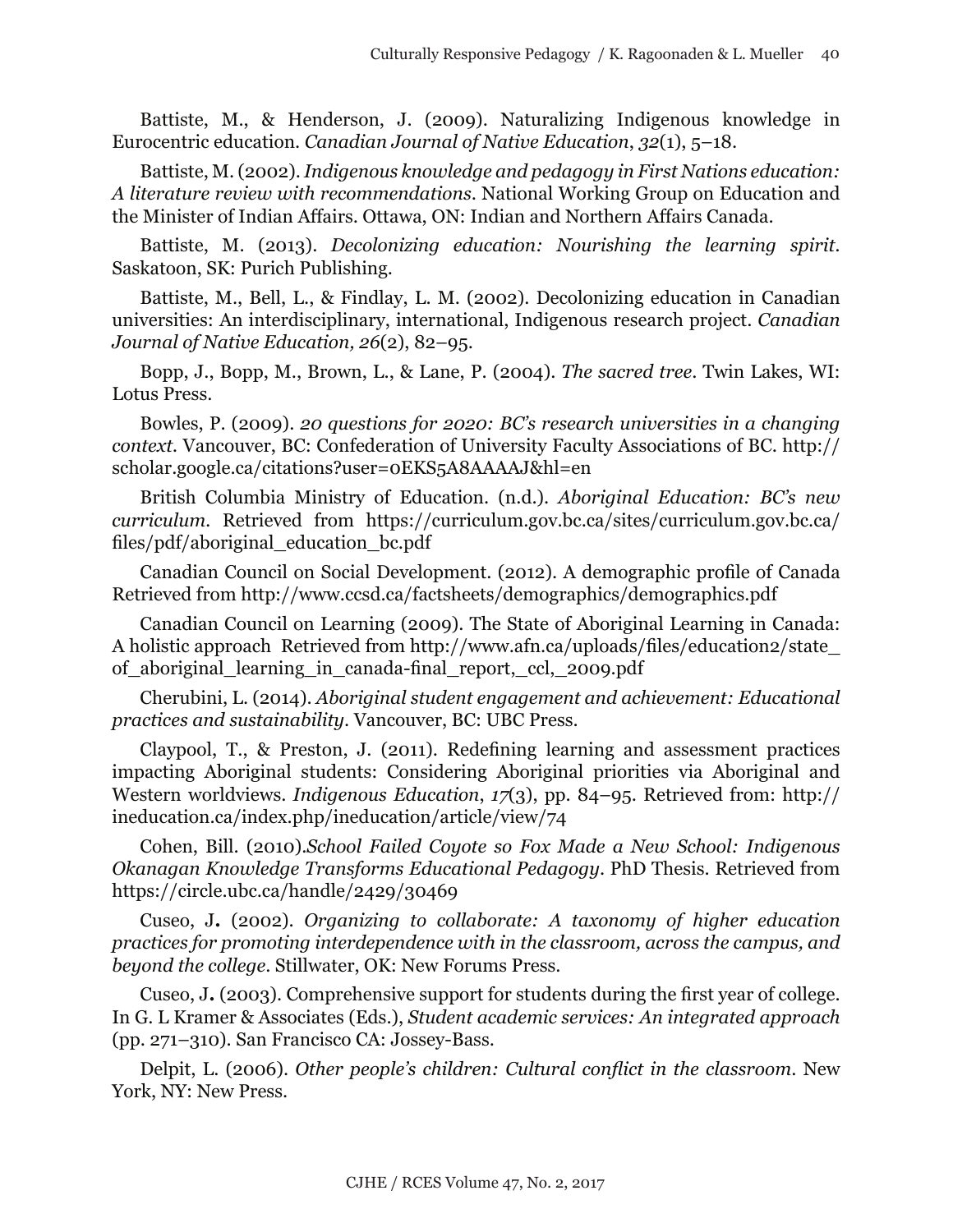Battiste, M., & Henderson, J. (2009). Naturalizing Indigenous knowledge in Eurocentric education. *Canadian Journal of Native Education*, *32*(1), 5–18.

Battiste, M. (2002). *Indigenous knowledge and pedagogy in First Nations education: A literature review with recommendations*. National Working Group on Education and the Minister of Indian Affairs. Ottawa, ON: Indian and Northern Affairs Canada.

Battiste, M. (2013). *Decolonizing education: Nourishing the learning spirit*. Saskatoon, SK: Purich Publishing.

Battiste, M., Bell, L., & Findlay, L. M. (2002). Decolonizing education in Canadian universities: An interdisciplinary, international, Indigenous research project. *Canadian Journal of Native Education, 26*(2), 82–95.

Bopp, J., Bopp, M., Brown, L., & Lane, P. (2004). *The sacred tree*. Twin Lakes, WI: Lotus Press.

Bowles, P. (2009). *20 questions for 2020: BC's research universities in a changing context*. Vancouver, BC: Confederation of University Faculty Associations of BC. http://scholar.google.ca/citations?user=0EKS5A8AAAAJ&hl=en

British Columbia Ministry of Education. (n.d.). *Aboriginal Education: BC's new curriculum*. Retrieved from https://curriculum.gov.bc.ca/sites/curriculum.gov.bc.ca/files/pdf/aboriginal_education_bc.pdf

Canadian Council on Social Development. (2012). A demographic profile of Canada Retrieved from http://www.ccsd.ca/factsheets/demographics/demographics.pdf

Canadian Council on Learning (2009). The State of Aboriginal Learning in Canada: A holistic approach Retrieved from http://www.afn.ca/uploads/files/education2/state_of_aboriginal_learning_in_canada-final_report,_ccl,_2009.pdf

Cherubini, L. (2014). *Aboriginal student engagement and achievement: Educational practices and sustainability*. Vancouver, BC: UBC Press.

Claypool, T., & Preston, J. (2011). Redefining learning and assessment practices impacting Aboriginal students: Considering Aboriginal priorities via Aboriginal and Western worldviews. *Indigenous Education*, *17*(3), pp. 84–95. Retrieved from: http://ineducation.ca/index.php/ineducation/article/view/74

Cohen, Bill. (2010).*School Failed Coyote so Fox Made a New School: Indigenous Okanagan Knowledge Transforms Educational Pedagogy*. PhD Thesis. Retrieved from https://circle.ubc.ca/handle/2429/30469

Cuseo, J**.** (2002). *Organizing to collaborate: A taxonomy of higher education practices for promoting interdependence with in the classroom, across the campus, and beyond the college*. Stillwater, OK: New Forums Press.

Cuseo, J**.** (2003). Comprehensive support for students during the first year of college. In G. L Kramer & Associates (Eds.), *Student academic services: An integrated approach* (pp. 271–310). San Francisco CA: Jossey-Bass.

Delpit, L. (2006). *Other people's children: Cultural conflict in the classroom*. New York, NY: New Press.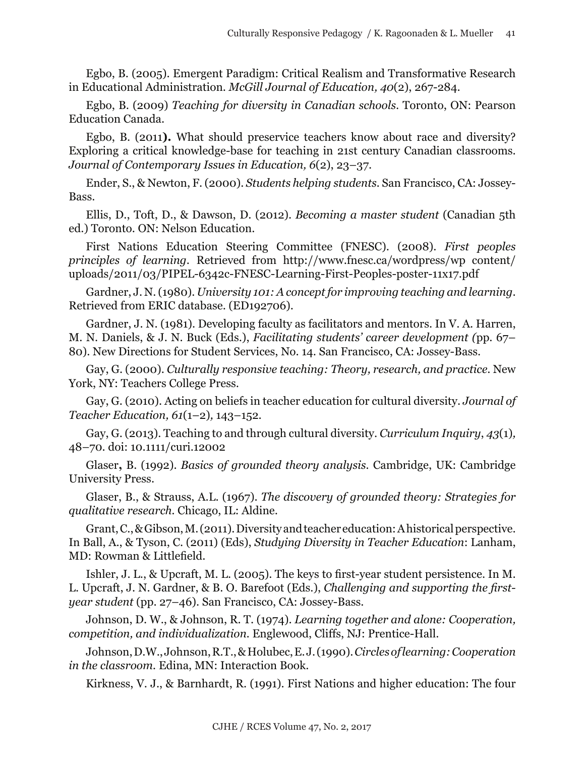Egbo, B. (2005). Emergent Paradigm: Critical Realism and Transformative Research in Educational Administration. *McGill Journal of Education, 40*(2), 267-284.

Egbo, B. (2009) *Teaching for diversity in Canadian schools*. Toronto, ON: Pearson Education Canada.

Egbo, B. (2011**).** What should preservice teachers know about race and diversity? Exploring a critical knowledge-base for teaching in 21st century Canadian classrooms. *Journal of Contemporary Issues in Education, 6*(2), 23–37.

Ender, S., & Newton, F. (2000). *Students helping students*. San Francisco, CA: Jossey-Bass.

Ellis, D., Toft, D., & Dawson, D. (2012). *Becoming a master student* (Canadian 5th ed.) Toronto. ON: Nelson Education.

First Nations Education Steering Committee (FNESC). (2008). *First peoples principles of learning*. Retrieved from http://www.fnesc.ca/wordpress/wp content/uploads/2011/03/PIPEL-6342c-FNESC-Learning-First-Peoples-poster-11x17.pdf

Gardner, J. N. (1980). *University 101: A concept for improving teaching and learning*. Retrieved from ERIC database. (ED192706).

Gardner, J. N. (1981). Developing faculty as facilitators and mentors. In V. A. Harren, M. N. Daniels, & J. N. Buck (Eds.), *Facilitating students' career development (*pp. 67–80). New Directions for Student Services, No. 14. San Francisco, CA: Jossey-Bass.

Gay, G. (2000). *Culturally responsive teaching: Theory, research, and practice*. New York, NY: Teachers College Press.

Gay, G. (2010). Acting on beliefs in teacher education for cultural diversity. *Journal of Teacher Education, 61*(1–2)*,* 143–152.

Gay, G. (2013). Teaching to and through cultural diversity. *Curriculum Inquiry*, *43*(1)*,* 48–70. doi: 10.1111/curi.12002

Glaser**,** B. (1992). *Basics of grounded theory analysis*. Cambridge, UK: Cambridge University Press.

Glaser, B., & Strauss, A.L. (1967). *The discovery of grounded theory: Strategies for qualitative research*. Chicago, IL: Aldine.

Grant, C., & Gibson, M. (2011). Diversity and teacher education: A historical perspective. In Ball, A., & Tyson, C. (2011) (Eds), *Studying Diversity in Teacher Education*: Lanham, MD: Rowman & Littlefield.

Ishler, J. L., & Upcraft, M. L. (2005). The keys to first-year student persistence. In M. L. Upcraft, J. N. Gardner, & B. O. Barefoot (Eds.), *Challenging and supporting the first-year student* (pp. 27–46). San Francisco, CA: Jossey-Bass.

Johnson, D. W., & Johnson, R. T. (1974). *Learning together and alone: Cooperation, competition, and individualization.* Englewood, Cliffs, NJ: Prentice-Hall.

Johnson, D.W., Johnson, R.T., & Holubec, E. J. (1990). *Circles of learning: Cooperation in the classroom.* Edina, MN: Interaction Book.

Kirkness, V. J., & Barnhardt, R. (1991). First Nations and higher education: The four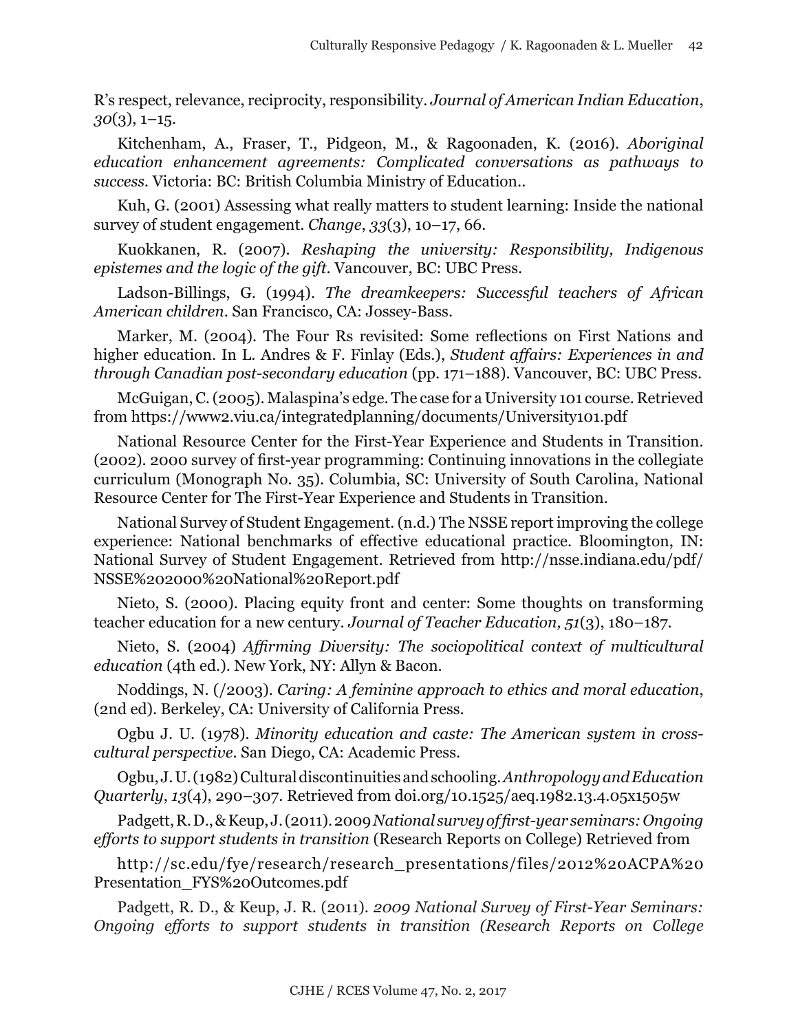R's respect, relevance, reciprocity, responsibility. *Journal of American Indian Education*, *30*(3), 1–15.

Kitchenham, A., Fraser, T., Pidgeon, M., & Ragoonaden, K. (2016). *Aboriginal education enhancement agreements: Complicated conversations as pathways to success*. Victoria: BC: British Columbia Ministry of Education..

Kuh, G. (2001) Assessing what really matters to student learning: Inside the national survey of student engagement. *Change*, *33*(3), 10–17, 66.

Kuokkanen, R. (2007). *Reshaping the university: Responsibility, Indigenous epistemes and the logic of the gift*. Vancouver, BC: UBC Press.

Ladson-Billings, G. (1994). *The dreamkeepers: Successful teachers of African American children*. San Francisco, CA: Jossey-Bass.

Marker, M. (2004). The Four Rs revisited: Some reflections on First Nations and higher education. In L. Andres & F. Finlay (Eds.), *Student affairs: Experiences in and through Canadian post-secondary education* (pp. 171–188). Vancouver, BC: UBC Press.

McGuigan, C. (2005). Malaspina's edge. The case for a University 101 course. Retrieved from https://www2.viu.ca/integratedplanning/documents/University101.pdf

National Resource Center for the First-Year Experience and Students in Transition. (2002). 2000 survey of first-year programming: Continuing innovations in the collegiate curriculum (Monograph No. 35). Columbia, SC: University of South Carolina, National Resource Center for The First-Year Experience and Students in Transition.

National Survey of Student Engagement. (n.d.) The NSSE report improving the college experience: National benchmarks of effective educational practice. Bloomington, IN: National Survey of Student Engagement. Retrieved from http://nsse.indiana.edu/pdf/NSSE%202000%20National%20Report.pdf

Nieto, S. (2000). Placing equity front and center: Some thoughts on transforming teacher education for a new century. *Journal of Teacher Education, 51*(3), 180–187.

Nieto, S. (2004) *Affirming Diversity: The sociopolitical context of multicultural education* (4th ed.). New York, NY: Allyn & Bacon.

Noddings, N. (/2003). *Caring: A feminine approach to ethics and moral education*, (2nd ed). Berkeley, CA: University of California Press.

Ogbu J. U. (1978). *Minority education and caste: The American system in cross-cultural perspective*. San Diego, CA: Academic Press.

Ogbu, J. U. (1982) Cultural discontinuities and schooling. *Anthropology and Education Quarterly*, *13*(4), 290–307. Retrieved from doi.org/10.1525/aeq.1982.13.4.05x1505w

Padgett, R. D., & Keup, J. (2011). 2009 *National survey of first-year seminars: Ongoing efforts to support students in transition* (Research Reports on College) Retrieved from

http://sc.edu/fye/research/research_presentations/files/2012%20ACPA%20Presentation_FYS%20Outcomes.pdf

Padgett, R. D., & Keup, J. R. (2011). *2009 National Survey of First-Year Seminars: Ongoing efforts to support students in transition (Research Reports on College*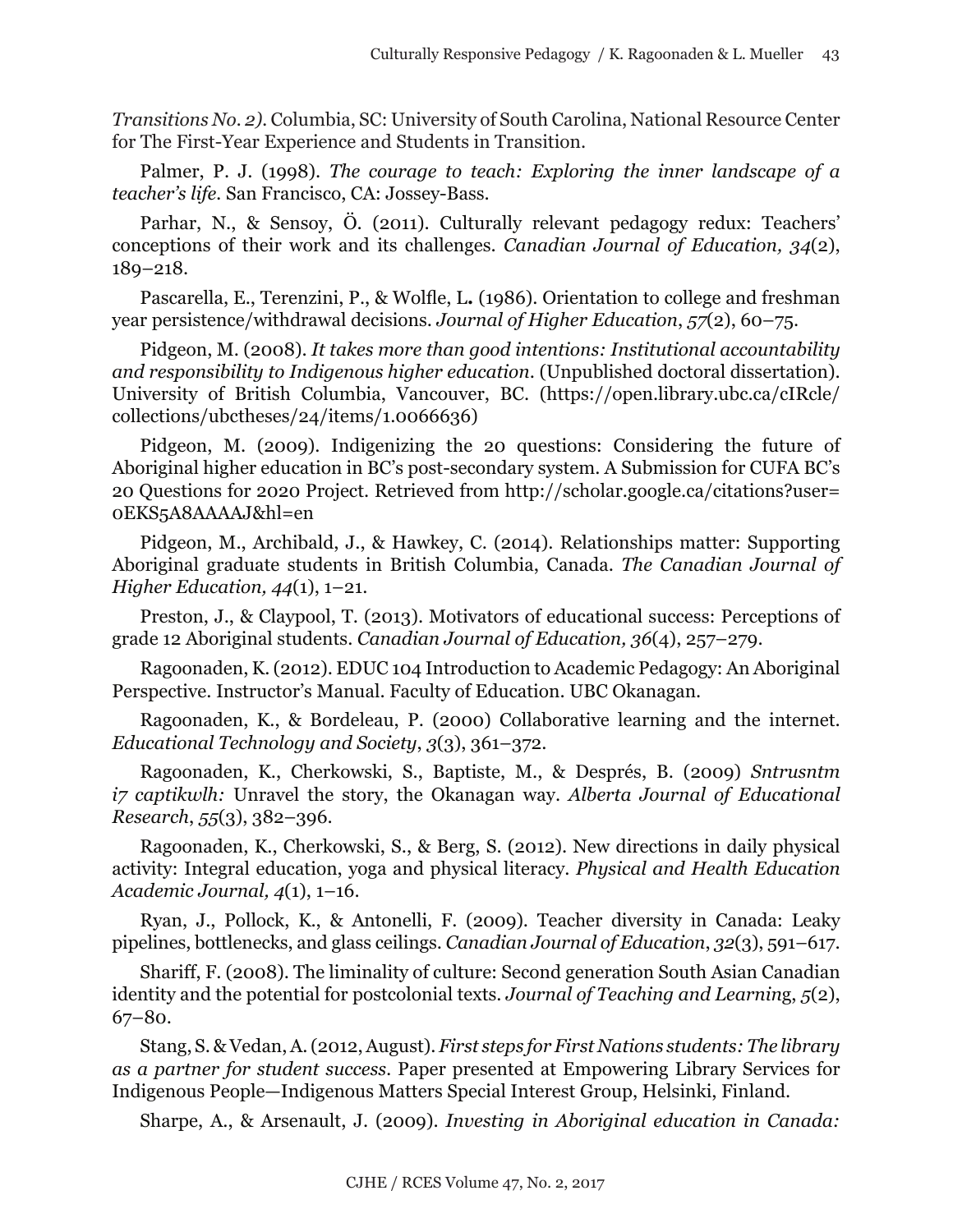*Transitions No. 2).* Columbia, SC: University of South Carolina, National Resource Center for The First-Year Experience and Students in Transition.

Palmer, P. J. (1998). *The courage to teach: Exploring the inner landscape of a teacher's life.* San Francisco, CA: Jossey-Bass.

Parhar, N., & Sensoy, Ö. (2011). Culturally relevant pedagogy redux: Teachers' conceptions of their work and its challenges. *Canadian Journal of Education, 34*(2), 189–218.

Pascarella, E., Terenzini, P., & Wolfle, L**.** (1986). Orientation to college and freshman year persistence/withdrawal decisions. *Journal of Higher Education*, *57*(2), 60–75.

Pidgeon, M. (2008). *It takes more than good intentions: Institutional accountability and responsibility to Indigenous higher education.* (Unpublished doctoral dissertation). University of British Columbia, Vancouver, BC. (https://open.library.ubc.ca/cIRcle/collections/ubctheses/24/items/1.0066636)

Pidgeon, M. (2009). Indigenizing the 20 questions: Considering the future of Aboriginal higher education in BC's post-secondary system. A Submission for CUFA BC's 20 Questions for 2020 Project. Retrieved from http://scholar.google.ca/citations?user=0EKS5A8AAAAJ&hl=en

Pidgeon, M., Archibald, J., & Hawkey, C. (2014). Relationships matter: Supporting Aboriginal graduate students in British Columbia, Canada. *The Canadian Journal of Higher Education, 44*(1), 1–21.

Preston, J., & Claypool, T. (2013). Motivators of educational success: Perceptions of grade 12 Aboriginal students. *Canadian Journal of Education, 36*(4), 257–279.

Ragoonaden, K. (2012). EDUC 104 Introduction to Academic Pedagogy: An Aboriginal Perspective. Instructor's Manual. Faculty of Education. UBC Okanagan.

Ragoonaden, K., & Bordeleau, P. (2000) Collaborative learning and the internet. *Educational Technology and Society*, *3*(3), 361–372.

Ragoonaden, K., Cherkowski, S., Baptiste, M., & Després, B. (2009) *Sntrusntm i7 captikwlh:* Unravel the story, the Okanagan way. *Alberta Journal of Educational Research*, *55*(3), 382–396.

Ragoonaden, K., Cherkowski, S., & Berg, S. (2012). New directions in daily physical activity: Integral education, yoga and physical literacy. *Physical and Health Education Academic Journal, 4*(1), 1–16.

Ryan, J., Pollock, K., & Antonelli, F. (2009). Teacher diversity in Canada: Leaky pipelines, bottlenecks, and glass ceilings. *Canadian Journal of Education*, *32*(3), 591–617.

Shariff, F. (2008). The liminality of culture: Second generation South Asian Canadian identity and the potential for postcolonial texts. *Journal of Teaching and Learning*, *5*(2), 67–80.

Stang, S. & Vedan, A. (2012, August). *First steps for First Nations students: The library as a partner for student success*. Paper presented at Empowering Library Services for Indigenous People—Indigenous Matters Special Interest Group, Helsinki, Finland.

Sharpe, A., & Arsenault, J. (2009). *Investing in Aboriginal education in Canada:*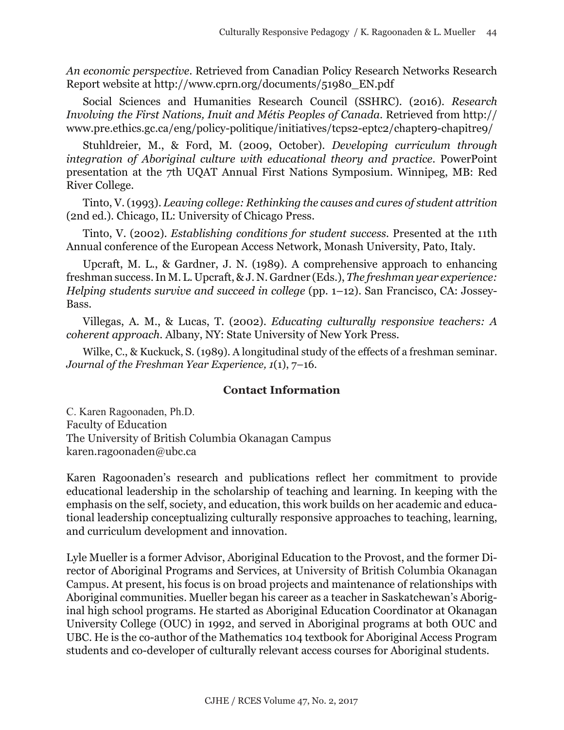*An economic perspective*. Retrieved from Canadian Policy Research Networks Research Report website at http://www.cprn.org/documents/51980_EN.pdf

Social Sciences and Humanities Research Council (SSHRC). (2016). *Research Involving the First Nations, Inuit and Métis Peoples of Canada*. Retrieved from http://www.pre.ethics.gc.ca/eng/policy-politique/initiatives/tcps2-eptc2/chapter9-chapitre9/

Stuhldreier, M., & Ford, M. (2009, October). *Developing curriculum through integration of Aboriginal culture with educational theory and practice*. PowerPoint presentation at the 7th UQAT Annual First Nations Symposium. Winnipeg, MB: Red River College.

Tinto, V. (1993). *Leaving college: Rethinking the causes and cures of student attrition* (2nd ed.). Chicago, IL: University of Chicago Press.

Tinto, V. (2002). *Establishing conditions for student success.* Presented at the 11th Annual conference of the European Access Network, Monash University, Pato, Italy.

Upcraft, M. L., & Gardner, J. N. (1989). A comprehensive approach to enhancing freshman success. In M. L. Upcraft, & J. N. Gardner (Eds.), *The freshman year experience: Helping students survive and succeed in college* (pp. 1–12). San Francisco, CA: Jossey-Bass.

Villegas, A. M., & Lucas, T. (2002). *Educating culturally responsive teachers: A coherent approach*. Albany, NY: State University of New York Press.

Wilke, C., & Kuckuck, S. (1989). A longitudinal study of the effects of a freshman seminar. *Journal of the Freshman Year Experience, 1*(1), 7–16.

### Contact Information

C. Karen Ragoonaden, Ph.D.
Faculty of Education
The University of British Columbia Okanagan Campus
karen.ragoonaden@ubc.ca

Karen Ragoonaden's research and publications reflect her commitment to provide educational leadership in the scholarship of teaching and learning. In keeping with the emphasis on the self, society, and education, this work builds on her academic and educational leadership conceptualizing culturally responsive approaches to teaching, learning, and curriculum development and innovation.

Lyle Mueller is a former Advisor, Aboriginal Education to the Provost, and the former Director of Aboriginal Programs and Services, at University of British Columbia Okanagan Campus. At present, his focus is on broad projects and maintenance of relationships with Aboriginal communities. Mueller began his career as a teacher in Saskatchewan's Aboriginal high school programs. He started as Aboriginal Education Coordinator at Okanagan University College (OUC) in 1992, and served in Aboriginal programs at both OUC and UBC. He is the co-author of the Mathematics 104 textbook for Aboriginal Access Program students and co-developer of culturally relevant access courses for Aboriginal students.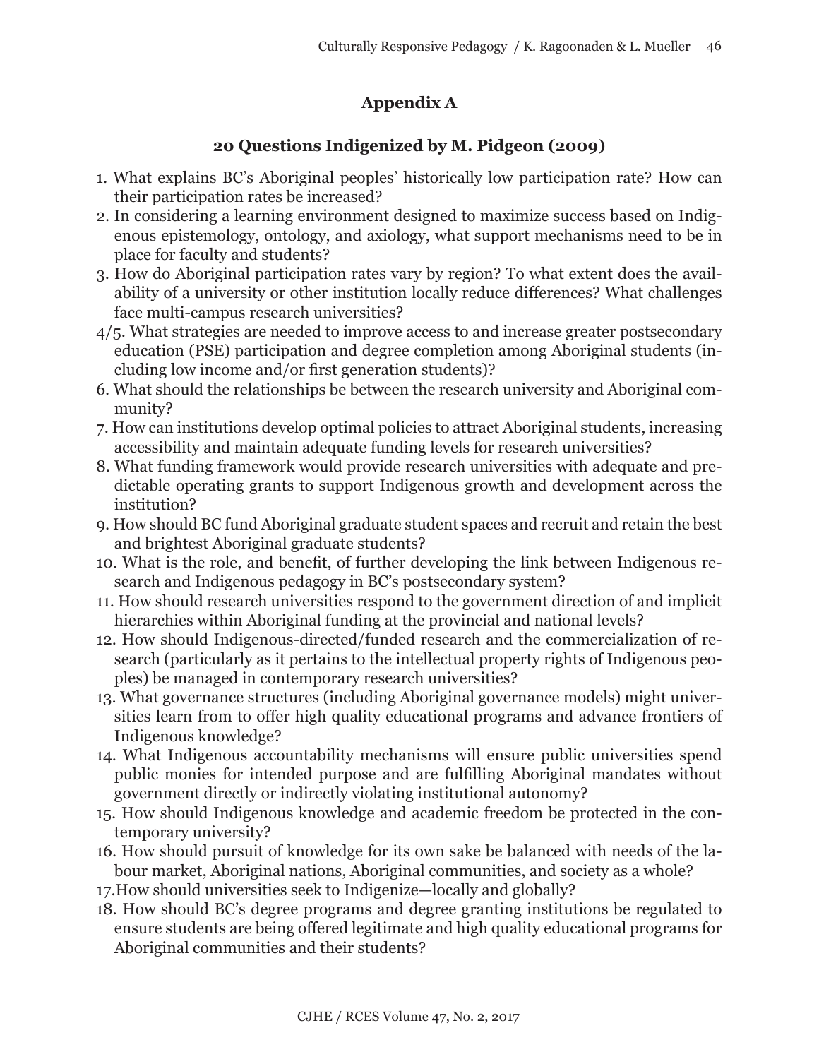## Appendix A

### 20 Questions Indigenized by M. Pidgeon (2009)

1. What explains BC's Aboriginal peoples' historically low participation rate? How can their participation rates be increased?
2. In considering a learning environment designed to maximize success based on Indigenous epistemology, ontology, and axiology, what support mechanisms need to be in place for faculty and students?
3. How do Aboriginal participation rates vary by region? To what extent does the availability of a university or other institution locally reduce differences? What challenges face multi-campus research universities?

4/5. What strategies are needed to improve access to and increase greater postsecondary education (PSE) participation and degree completion among Aboriginal students (including low income and/or first generation students)?

6. What should the relationships be between the research university and Aboriginal community?
7. How can institutions develop optimal policies to attract Aboriginal students, increasing accessibility and maintain adequate funding levels for research universities?
8. What funding framework would provide research universities with adequate and predictable operating grants to support Indigenous growth and development across the institution?
9. How should BC fund Aboriginal graduate student spaces and recruit and retain the best and brightest Aboriginal graduate students?
10. What is the role, and benefit, of further developing the link between Indigenous research and Indigenous pedagogy in BC's postsecondary system?
11. How should research universities respond to the government direction of and implicit hierarchies within Aboriginal funding at the provincial and national levels?
12. How should Indigenous-directed/funded research and the commercialization of research (particularly as it pertains to the intellectual property rights of Indigenous peoples) be managed in contemporary research universities?
13. What governance structures (including Aboriginal governance models) might universities learn from to offer high quality educational programs and advance frontiers of Indigenous knowledge?
14. What Indigenous accountability mechanisms will ensure public universities spend public monies for intended purpose and are fulfilling Aboriginal mandates without government directly or indirectly violating institutional autonomy?
15. How should Indigenous knowledge and academic freedom be protected in the contemporary university?
16. How should pursuit of knowledge for its own sake be balanced with needs of the labour market, Aboriginal nations, Aboriginal communities, and society as a whole?
17. How should universities seek to Indigenize—locally and globally?
18. How should BC's degree programs and degree granting institutions be regulated to ensure students are being offered legitimate and high quality educational programs for Aboriginal communities and their students?